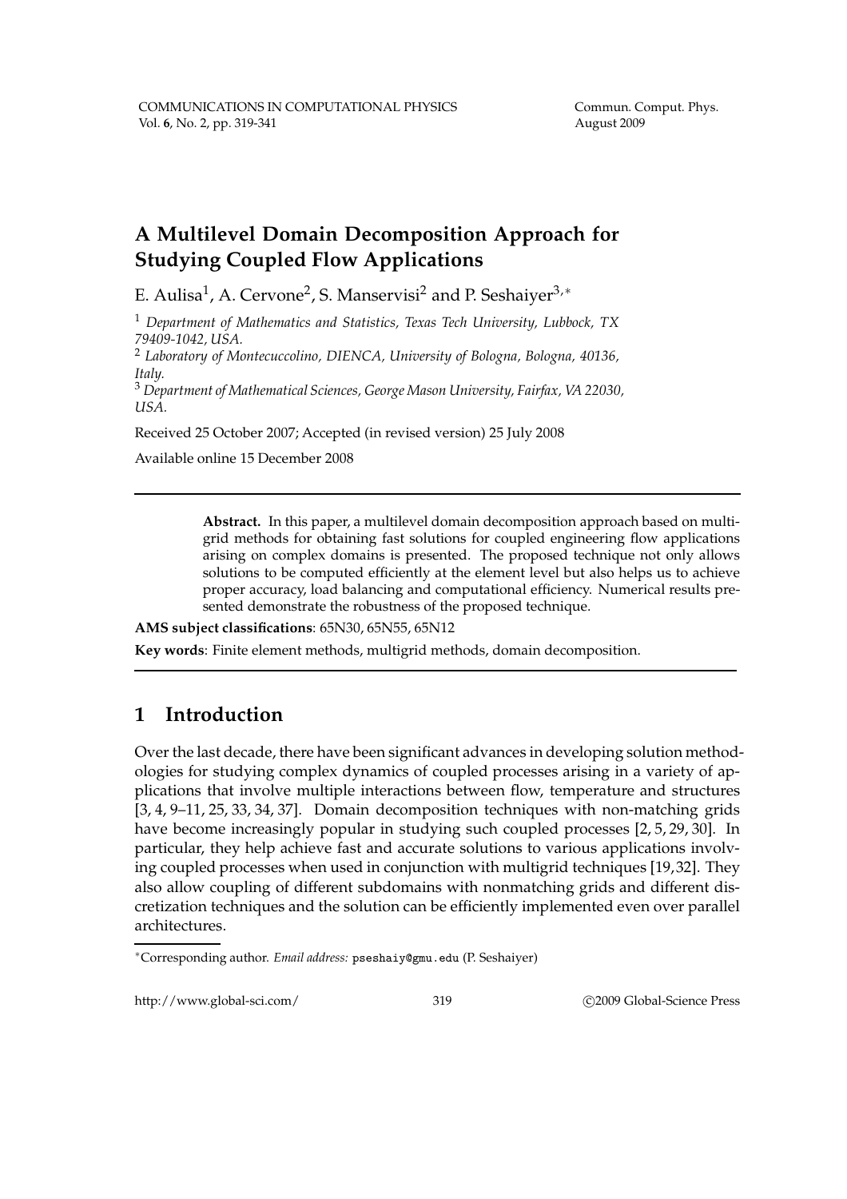# A Multilevel Domain Decomposition Approach for Studying Coupled Flow Applications

E. Aulisa[1], A. Cervone[2], S. Manservisi[2] and P. Seshaiyer[3,*]

[1] *Department of Mathematics and Statistics, Texas Tech University, Lubbock, TX 79409-1042, USA.*

[2] *Laboratory of Montecuccolino, DIENCA, University of Bologna, Bologna, 40136, Italy.*

[3] *Department of Mathematical Sciences, George Mason University, Fairfax, VA 22030, USA.*

Received 25 October 2007; Accepted (in revised version) 25 July 2008

Available online 15 December 2008

---

**Abstract.** In this paper, a multilevel domain decomposition approach based on multigrid methods for obtaining fast solutions for coupled engineering flow applications arising on complex domains is presented. The proposed technique not only allows solutions to be computed efficiently at the element level but also helps us to achieve proper accuracy, load balancing and computational efficiency. Numerical results presented demonstrate the robustness of the proposed technique.

**AMS subject classifications**: 65N30, 65N55, 65N12

**Key words**: Finite element methods, multigrid methods, domain decomposition.

---

## 1 Introduction

Over the last decade, there have been significant advances in developing solution methodologies for studying complex dynamics of coupled processes arising in a variety of applications that involve multiple interactions between flow, temperature and structures [3, 4, 9–11, 25, 33, 34, 37]. Domain decomposition techniques with non-matching grids have become increasingly popular in studying such coupled processes [2, 5, 29, 30]. In particular, they help achieve fast and accurate solutions to various applications involving coupled processes when used in conjunction with multigrid techniques [19, 32]. They also allow coupling of different subdomains with nonmatching grids and different discretization techniques and the solution can be efficiently implemented even over parallel architectures.

---

*Corresponding author. *Email address:* pseshaiy@gmu.edu (P. Seshaiyer)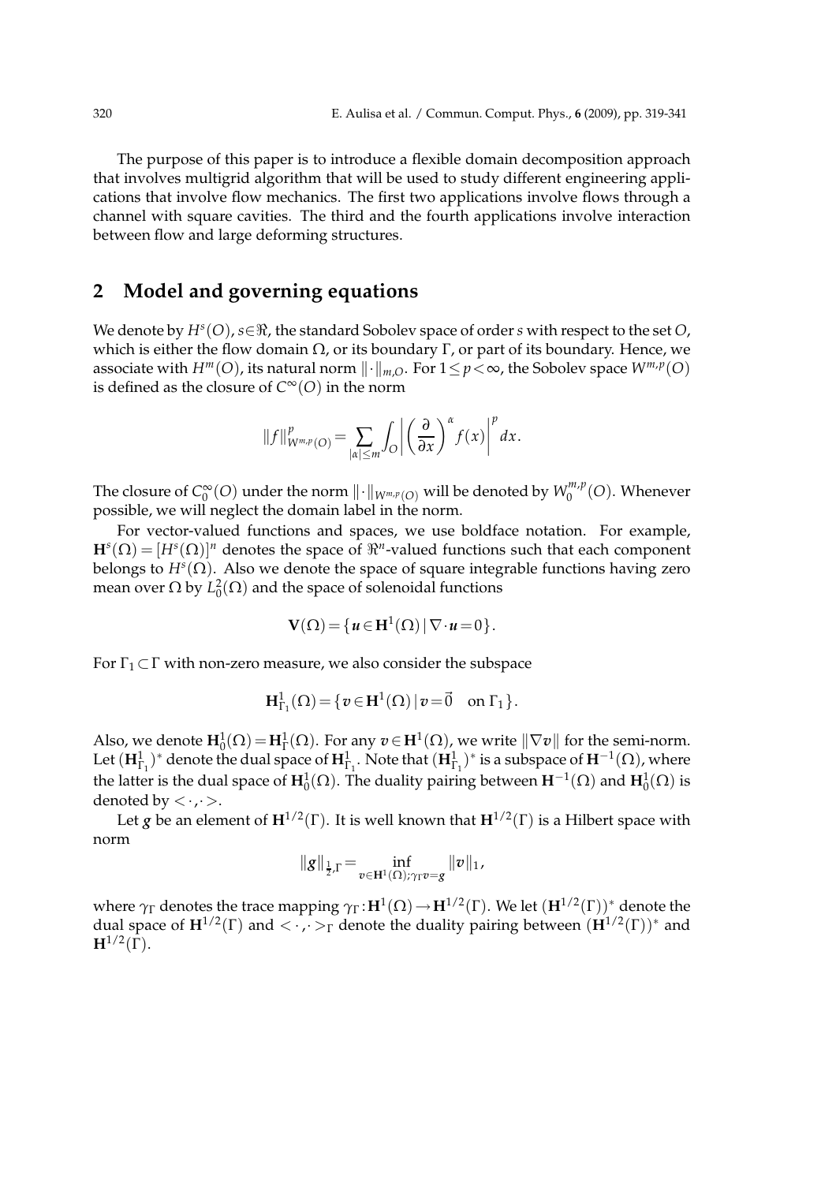The purpose of this paper is to introduce a flexible domain decomposition approach that involves multigrid algorithm that will be used to study different engineering applications that involve flow mechanics. The first two applications involve flows through a channel with square cavities. The third and the fourth applications involve interaction between flow and large deforming structures.

## 2 Model and governing equations

We denote by $H^s(O)$, $s \in \Re$, the standard Sobolev space of order $s$ with respect to the set $O$, which is either the flow domain $\Omega$, or its boundary $\Gamma$, or part of its boundary. Hence, we associate with $H^m(O)$, its natural norm $\|\cdot\|_{m,O}$. For $1 \leq p < \infty$, the Sobolev space $W^{m,p}(O)$ is defined as the closure of $C^\infty(O)$ in the norm

$$\|f\|^p_{W^{m,p}(O)} = \sum_{|\alpha| \leq m} \int_O \left| \left( \frac{\partial}{\partial x} \right)^\alpha f(x) \right|^p dx.$$

The closure of $C_0^\infty(O)$ under the norm $\|\cdot\|_{W^{m,p}(O)}$ will be denoted by $W_0^{m,p}(O)$. Whenever possible, we will neglect the domain label in the norm.

For vector-valued functions and spaces, we use boldface notation. For example, $\mathbf{H}^s(\Omega) = [H^s(\Omega)]^n$ denotes the space of $\Re^n$-valued functions such that each component belongs to $H^s(\Omega)$. Also we denote the space of square integrable functions having zero mean over $\Omega$ by $L_0^2(\Omega)$ and the space of solenoidal functions

$$\mathbf{V}(\Omega) = \{ \boldsymbol{u} \in \mathbf{H}^1(\Omega) \,|\, \nabla \cdot \boldsymbol{u} = 0 \}.$$

For $\Gamma_1 \subset \Gamma$ with non-zero measure, we also consider the subspace

$$\mathbf{H}^1_{\Gamma_1}(\Omega) = \{ \boldsymbol{v} \in \mathbf{H}^1(\Omega) \,|\, \boldsymbol{v} = \vec{0} \quad \text{on } \Gamma_1 \}.$$

Also, we denote $\mathbf{H}_0^1(\Omega) = \mathbf{H}_\Gamma^1(\Omega)$. For any $\boldsymbol{v} \in \mathbf{H}^1(\Omega)$, we write $\|\nabla \boldsymbol{v}\|$ for the semi-norm. Let $(\mathbf{H}^1_{\Gamma_1})^*$ denote the dual space of $\mathbf{H}^1_{\Gamma_1}$. Note that $(\mathbf{H}^1_{\Gamma_1})^*$ is a subspace of $\mathbf{H}^{-1}(\Omega)$, where the latter is the dual space of $\mathbf{H}_0^1(\Omega)$. The duality pairing between $\mathbf{H}^{-1}(\Omega)$ and $\mathbf{H}_0^1(\Omega)$ is denoted by $<\cdot,\cdot>$.

Let $\boldsymbol{g}$ be an element of $\mathbf{H}^{1/2}(\Gamma)$. It is well known that $\mathbf{H}^{1/2}(\Gamma)$ is a Hilbert space with norm

$$\|\boldsymbol{g}\|_{\frac{1}{2},\Gamma} = \inf_{\boldsymbol{v} \in \mathbf{H}^1(\Omega); \gamma_\Gamma \boldsymbol{v} = \boldsymbol{g}} \|\boldsymbol{v}\|_1,$$

where $\gamma_\Gamma$ denotes the trace mapping $\gamma_\Gamma : \mathbf{H}^1(\Omega) \to \mathbf{H}^{1/2}(\Gamma)$. We let $(\mathbf{H}^{1/2}(\Gamma))^*$ denote the dual space of $\mathbf{H}^{1/2}(\Gamma)$ and $<\cdot,\cdot>_\Gamma$ denote the duality pairing between $(\mathbf{H}^{1/2}(\Gamma))^*$ and $\mathbf{H}^{1/2}(\Gamma)$.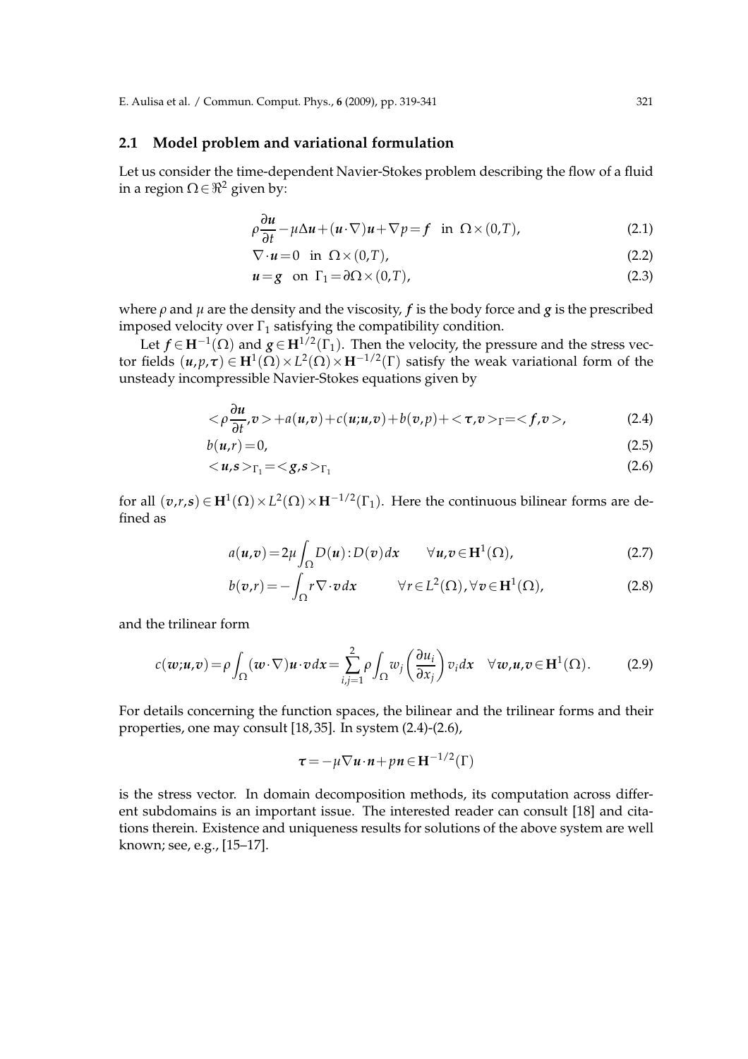### 2.1 Model problem and variational formulation

Let us consider the time-dependent Navier-Stokes problem describing the flow of a fluid in a region $\Omega \in \Re^2$ given by:

$$\rho \frac{\partial \boldsymbol{u}}{\partial t} - \mu \Delta \boldsymbol{u} + (\boldsymbol{u} \cdot \nabla)\boldsymbol{u} + \nabla p = \boldsymbol{f} \quad \text{in } \Omega \times (0,T), \tag{2.1}$$

$$\nabla \cdot \boldsymbol{u} = 0 \quad \text{in } \Omega \times (0,T), \tag{2.2}$$

$$\boldsymbol{u} = \boldsymbol{g} \quad \text{on } \Gamma_1 = \partial\Omega \times (0,T), \tag{2.3}$$

where $\rho$ and $\mu$ are the density and the viscosity, $\boldsymbol{f}$ is the body force and $\boldsymbol{g}$ is the prescribed imposed velocity over $\Gamma_1$ satisfying the compatibility condition.

Let $\boldsymbol{f} \in \mathbf{H}^{-1}(\Omega)$ and $\boldsymbol{g} \in \mathbf{H}^{1/2}(\Gamma_1)$. Then the velocity, the pressure and the stress vector fields $(\boldsymbol{u}, p, \boldsymbol{\tau}) \in \mathbf{H}^1(\Omega) \times L^2(\Omega) \times \mathbf{H}^{-1/2}(\Gamma)$ satisfy the weak variational form of the unsteady incompressible Navier-Stokes equations given by

$$< \rho \frac{\partial \boldsymbol{u}}{\partial t}, \boldsymbol{v} > + a(\boldsymbol{u}, \boldsymbol{v}) + c(\boldsymbol{u}; \boldsymbol{u}, \boldsymbol{v}) + b(\boldsymbol{v}, p) + < \boldsymbol{\tau}, \boldsymbol{v} >_\Gamma = < \boldsymbol{f}, \boldsymbol{v} >, \tag{2.4}$$

$$b(\boldsymbol{u}, r) = 0, \tag{2.5}$$

$$< \boldsymbol{u}, \boldsymbol{s} >_{\Gamma_1} = < \boldsymbol{g}, \boldsymbol{s} >_{\Gamma_1} \tag{2.6}$$

for all $(\boldsymbol{v}, r, \boldsymbol{s}) \in \mathbf{H}^1(\Omega) \times L^2(\Omega) \times \mathbf{H}^{-1/2}(\Gamma_1)$. Here the continuous bilinear forms are defined as

$$a(\boldsymbol{u}, \boldsymbol{v}) = 2\mu \int_\Omega D(\boldsymbol{u}) : D(\boldsymbol{v}) \, d\boldsymbol{x} \qquad \forall \boldsymbol{u}, \boldsymbol{v} \in \mathbf{H}^1(\Omega), \tag{2.7}$$

$$b(\boldsymbol{v}, r) = -\int_\Omega r \nabla \cdot \boldsymbol{v} \, d\boldsymbol{x} \qquad \forall r \in L^2(\Omega), \forall \boldsymbol{v} \in \mathbf{H}^1(\Omega), \tag{2.8}$$

and the trilinear form

$$c(\boldsymbol{w}; \boldsymbol{u}, \boldsymbol{v}) = \rho \int_\Omega (\boldsymbol{w} \cdot \nabla)\boldsymbol{u} \cdot \boldsymbol{v} \, d\boldsymbol{x} = \sum_{i,j=1}^{2} \rho \int_\Omega w_j \left( \frac{\partial u_i}{\partial x_j} \right) v_i \, d\boldsymbol{x} \quad \forall \boldsymbol{w}, \boldsymbol{u}, \boldsymbol{v} \in \mathbf{H}^1(\Omega). \tag{2.9}$$

For details concerning the function spaces, the bilinear and the trilinear forms and their properties, one may consult [18, 35]. In system (2.4)-(2.6),

$$\boldsymbol{\tau} = -\mu \nabla \boldsymbol{u} \cdot \boldsymbol{n} + p\boldsymbol{n} \in \mathbf{H}^{-1/2}(\Gamma)$$

is the stress vector. In domain decomposition methods, its computation across different subdomains is an important issue. The interested reader can consult [18] and citations therein. Existence and uniqueness results for solutions of the above system are well known; see, e.g., [15–17].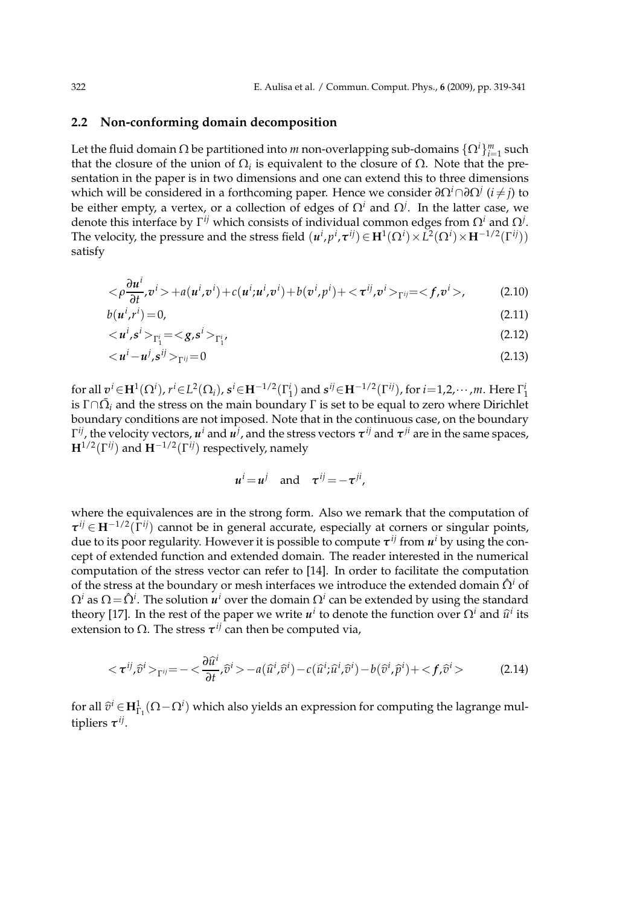### 2.2 Non-conforming domain decomposition

Let the fluid domain $\Omega$ be partitioned into $m$ non-overlapping sub-domains $\{\Omega^i\}_{i=1}^m$ such that the closure of the union of $\Omega_i$ is equivalent to the closure of $\Omega$. Note that the presentation in the paper is in two dimensions and one can extend this to three dimensions which will be considered in a forthcoming paper. Hence we consider $\partial\Omega^i \cap \partial\Omega^j$ ($i \neq j$) to be either empty, a vertex, or a collection of edges of $\Omega^i$ and $\Omega^j$. In the latter case, we denote this interface by $\Gamma^{ij}$ which consists of individual common edges from $\Omega^i$ and $\Omega^j$. The velocity, the pressure and the stress field $(\boldsymbol{u}^i, p^i, \boldsymbol{\tau}^{ij}) \in \mathbf{H}^1(\Omega^i) \times L^2(\Omega^i) \times \mathbf{H}^{-1/2}(\Gamma^{ij}))$ satisfy

$$< \rho \frac{\partial \boldsymbol{u}^i}{\partial t}, \boldsymbol{v}^i > + a(\boldsymbol{u}^i, \boldsymbol{v}^i) + c(\boldsymbol{u}^i; \boldsymbol{u}^i, \boldsymbol{v}^i) + b(\boldsymbol{v}^i, p^i) + < \boldsymbol{\tau}^{ij}, \boldsymbol{v}^i >_{\Gamma^{ij}} = < \boldsymbol{f}, \boldsymbol{v}^i >, \tag{2.10}$$

$$b(\boldsymbol{u}^i, r^i) = 0, \tag{2.11}$$

$$< \boldsymbol{u}^i, \boldsymbol{s}^i >_{\Gamma_1^i} = < \boldsymbol{g}, \boldsymbol{s}^i >_{\Gamma_1^i}, \tag{2.12}$$

$$< \boldsymbol{u}^i - \boldsymbol{u}^j, \boldsymbol{s}^{ij} >_{\Gamma^{ij}} = 0 \tag{2.13}$$

for all $\boldsymbol{v}^i \in \mathbf{H}^1(\Omega^i)$, $r^i \in L^2(\Omega_i)$, $\boldsymbol{s}^i \in \mathbf{H}^{-1/2}(\Gamma_1^i)$ and $\boldsymbol{s}^{ij} \in \mathbf{H}^{-1/2}(\Gamma^{ij})$, for $i = 1, 2, \cdots, m$. Here $\Gamma_1^i$ is $\Gamma \cap \bar{\Omega}_i$ and the stress on the main boundary $\Gamma$ is set to be equal to zero where Dirichlet boundary conditions are not imposed. Note that in the continuous case, on the boundary $\Gamma^{ij}$, the velocity vectors, $\boldsymbol{u}^i$ and $\boldsymbol{u}^j$, and the stress vectors $\boldsymbol{\tau}^{ij}$ and $\boldsymbol{\tau}^{ji}$ are in the same spaces, $\mathbf{H}^{1/2}(\Gamma^{ij})$ and $\mathbf{H}^{-1/2}(\Gamma^{ij})$ respectively, namely

$$\boldsymbol{u}^i = \boldsymbol{u}^j \quad \text{and} \quad \boldsymbol{\tau}^{ij} = -\boldsymbol{\tau}^{ji},$$

where the equivalences are in the strong form. Also we remark that the computation of $\boldsymbol{\tau}^{ij} \in \mathbf{H}^{-1/2}(\Gamma^{ij})$ cannot be in general accurate, especially at corners or singular points, due to its poor regularity. However it is possible to compute $\boldsymbol{\tau}^{ij}$ from $\boldsymbol{u}^i$ by using the concept of extended function and extended domain. The reader interested in the numerical computation of the stress vector can refer to [14]. In order to facilitate the computation of the stress at the boundary or mesh interfaces we introduce the extended domain $\hat{\Omega}^i$ of $\Omega^i$ as $\Omega = \hat{\Omega}^i$. The solution $\boldsymbol{u}^i$ over the domain $\Omega^i$ can be extended by using the standard theory [17]. In the rest of the paper we write $\boldsymbol{u}^i$ to denote the function over $\Omega^i$ and $\widehat{u}^i$ its extension to $\Omega$. The stress $\boldsymbol{\tau}^{ij}$ can then be computed via,

$$< \boldsymbol{\tau}^{ij}, \widehat{v}^i >_{\Gamma^{ij}} = - < \frac{\partial \widehat{u}^i}{\partial t}, \widehat{v}^i > - a(\widehat{u}^i, \widehat{v}^i) - c(\widehat{u}^i; \widehat{u}^i, \widehat{v}^i) - b(\widehat{v}^i, \widehat{p}^i) + < \boldsymbol{f}, \widehat{v}^i > \tag{2.14}$$

for all $\widehat{v}^i \in \mathbf{H}^1_{\Gamma_1}(\Omega - \Omega^i)$ which also yields an expression for computing the lagrange multipliers $\boldsymbol{\tau}^{ij}$.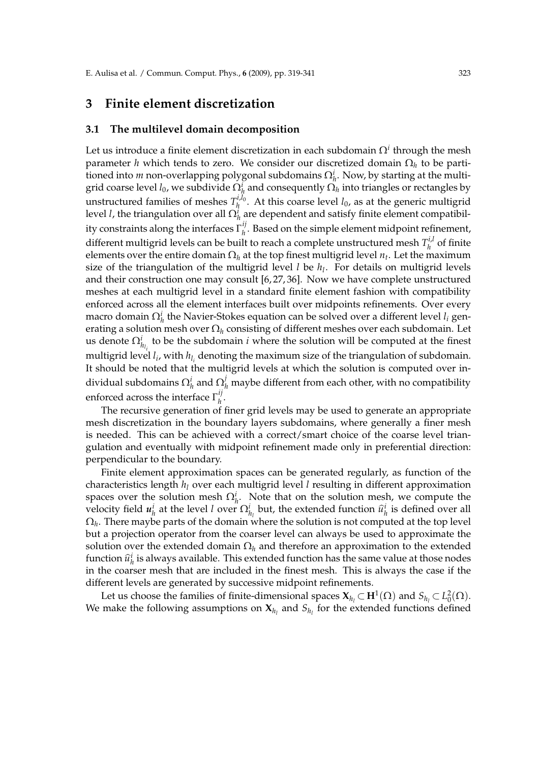## 3 Finite element discretization

### 3.1 The multilevel domain decomposition

Let us introduce a finite element discretization in each subdomain $\Omega^i$ through the mesh parameter $h$ which tends to zero. We consider our discretized domain $\Omega_h$ to be partitioned into $m$ non-overlapping polygonal subdomains $\Omega_h^i$. Now, by starting at the multigrid coarse level $l_0$, we subdivide $\Omega_h^i$ and consequently $\Omega_h$ into triangles or rectangles by unstructured families of meshes $T_h^{i,l_0}$. At this coarse level $l_0$, as at the generic multigrid level $l$, the triangulation over all $\Omega_h^i$ are dependent and satisfy finite element compatibility constraints along the interfaces $\Gamma_h^{ij}$. Based on the simple element midpoint refinement, different multigrid levels can be built to reach a complete unstructured mesh $T_h^{i,l}$ of finite elements over the entire domain $\Omega_h$ at the top finest multigrid level $n_t$. Let the maximum size of the triangulation of the multigrid level $l$ be $h_l$. For details on multigrid levels and their construction one may consult [6,27,36]. Now we have complete unstructured meshes at each multigrid level in a standard finite element fashion with compatibility enforced across all the element interfaces built over midpoints refinements. Over every macro domain $\Omega_h^i$ the Navier-Stokes equation can be solved over a different level $l_i$ generating a solution mesh over $\Omega_h$ consisting of different meshes over each subdomain. Let us denote $\Omega_{h_{l_i}}^i$ to be the subdomain $i$ where the solution will be computed at the finest multigrid level $l_i$, with $h_{l_i}$ denoting the maximum size of the triangulation of subdomain. It should be noted that the multigrid levels at which the solution is computed over individual subdomains $\Omega_h^i$ and $\Omega_h^j$ maybe different from each other, with no compatibility enforced across the interface $\Gamma_h^{ij}$.

The recursive generation of finer grid levels may be used to generate an appropriate mesh discretization in the boundary layers subdomains, where generally a finer mesh is needed. This can be achieved with a correct/smart choice of the coarse level triangulation and eventually with midpoint refinement made only in preferential direction: perpendicular to the boundary.

Finite element approximation spaces can be generated regularly, as function of the characteristics length $h_l$ over each multigrid level $l$ resulting in different approximation spaces over the solution mesh $\Omega_h^i$. Note that on the solution mesh, we compute the velocity field $\boldsymbol{u}_h^i$ at the level $l$ over $\Omega_{h_l}^i$ but, the extended function $\widehat{u}_h^i$ is defined over all $\Omega_h$. There maybe parts of the domain where the solution is not computed at the top level but a projection operator from the coarser level can always be used to approximate the solution over the extended domain $\Omega_h$ and therefore an approximation to the extended function $\widehat{u}_h^i$ is always available. This extended function has the same value at those nodes in the coarser mesh that are included in the finest mesh. This is always the case if the different levels are generated by successive midpoint refinements.

Let us choose the families of finite-dimensional spaces $\mathbf{X}_{h_l} \subset \mathbf{H}^1(\Omega)$ and $S_{h_l} \subset L_0^2(\Omega)$. We make the following assumptions on $\mathbf{X}_{h_l}$ and $S_{h_l}$ for the extended functions defined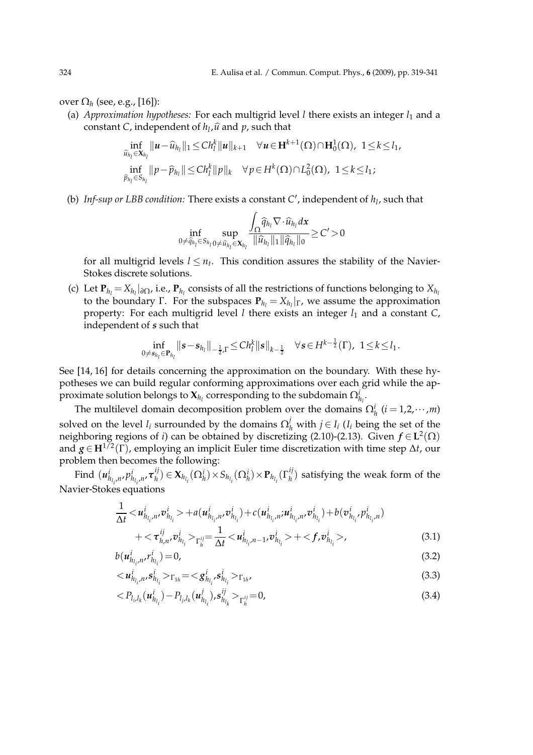over $\Omega_h$ (see, e.g., [16]):

(a) *Approximation hypotheses:* For each multigrid level $l$ there exists an integer $l_1$ and a constant $C$, independent of $h_l, \widehat{u}$ and $p$, such that

$$\inf_{\widehat{u}_{h_l}\in \mathbf{X}_{h_l}} \|\boldsymbol{u}-\widehat{u}_{h_l}\|_1 \le C h_l^k \|\boldsymbol{u}\|_{k+1} \quad \forall \boldsymbol{u}\in \mathbf{H}^{k+1}(\Omega)\cap \mathbf{H}_0^1(\Omega),\ 1\le k\le l_1,$$

$$\inf_{\widehat{p}_{h_l}\in S_{h_l}} \|p-\widehat{p}_{h_l}\| \le C h_l^k \|p\|_k \quad \forall p\in H^k(\Omega)\cap L_0^2(\Omega),\ 1\le k\le l_1;$$

(b) *Inf-sup or LBB condition:* There exists a constant $C'$, independent of $h_l$, such that

$$\inf_{0\neq \widehat{q}_{h_l}\in S_{h_l}} \sup_{0\neq \widehat{u}_{h_l}\in \mathbf{X}_{h_l}} \frac{\displaystyle\int_\Omega \widehat{q}_{h_l} \nabla\cdot \widehat{u}_{h_l}\, d\boldsymbol{x}}{\|\widehat{u}_{h_l}\|_1 \|\widehat{q}_{h_l}\|_0} \ge C' > 0$$

for all multigrid levels $l\le n_t$. This condition assures the stability of the Navier-Stokes discrete solutions.

(c) Let $\mathbf{P}_{h_l} = X_{h_l}|_{\partial\Omega}$, i.e., $\mathbf{P}_{h_l}$ consists of all the restrictions of functions belonging to $X_{h_l}$ to the boundary $\Gamma$. For the subspaces $\mathbf{P}_{h_l} = X_{h_l}|_\Gamma$, we assume the approximation property: For each multigrid level $l$ there exists an integer $l_1$ and a constant $C$, independent of $\boldsymbol{s}$ such that

$$\inf_{0\neq \boldsymbol{s}_{h_l}\in \mathbf{P}_{h_l}} \|\boldsymbol{s}-\boldsymbol{s}_{h_l}\|_{-\frac{1}{2},\Gamma} \le C h_l^k \|\boldsymbol{s}\|_{k-\frac{1}{2}} \quad \forall \boldsymbol{s}\in H^{k-\frac{1}{2}}(\Gamma),\ 1\le k\le l_1.$$

See [14, 16] for details concerning the approximation on the boundary. With these hypotheses we can build regular conforming approximations over each grid while the approximate solution belongs to $\mathbf{X}_{h_l}$ corresponding to the subdomain $\Omega^i_{h_l}$.

The multilevel domain decomposition problem over the domains $\Omega_h^i$ ($i=1,2,\cdots,m$) solved on the level $l_i$ surrounded by the domains $\Omega_h^j$ with $j\in I_i$ ($I_i$ being the set of the neighboring regions of $i$) can be obtained by discretizing (2.10)-(2.13). Given $\boldsymbol{f}\in \mathbf{L}^2(\Omega)$ and $\boldsymbol{g}\in \mathbf{H}^{1/2}(\Gamma)$, employing an implicit Euler time discretization with time step $\Delta t$, our problem then becomes the following:

Find $(\boldsymbol{u}^i_{h_{l_i},n}, p^i_{h_{l_i},n}, \boldsymbol{\tau}_h^{ij}) \in \mathbf{X}_{h_{l_i}}(\Omega_h^i)\times S_{h_{l_i}}(\Omega_h^i)\times \mathbf{P}_{h_{l_i}}(\Gamma_h^{ij})$ satisfying the weak form of the Navier-Stokes equations

$$\begin{aligned}
&\frac{1}{\Delta t} < \boldsymbol{u}^i_{h_{l_i},n}, \boldsymbol{v}^i_{h_{l_i}} > + a(\boldsymbol{u}^i_{h_{l_i},n}, \boldsymbol{v}^i_{h_{l_i}}) + c(\boldsymbol{u}^i_{h_{l_i},n}; \boldsymbol{u}^i_{h_{l_i},n}, \boldsymbol{v}^i_{h_{l_i}}) + b(\boldsymbol{v}^i_{h_{l_i}}, p^i_{h_{l_i},n}) \\
&\qquad + < \boldsymbol{\tau}^{ij}_{h,n}, \boldsymbol{v}^i_{h_{l_i}} >_{\Gamma_h^{ij}} = \frac{1}{\Delta t} < \boldsymbol{u}^i_{h_{l_i},n-1}, \boldsymbol{v}^i_{h_{l_i}} > + < \boldsymbol{f}, \boldsymbol{v}^i_{h_{l_i}} >, \qquad (3.1)
\end{aligned}$$

$$b(\boldsymbol{u}^i_{h_{l_i},n}, r^i_{h_{l_i}}) = 0, \qquad (3.2)$$

$$< \boldsymbol{u}^i_{h_{l_i},n}, \boldsymbol{s}^i_{h_{l_i}} >_{\Gamma_{1h}} = < \boldsymbol{g}^i_{h_{l_i}}, \boldsymbol{s}^i_{h_{l_i}} >_{\Gamma_{1h}}, \qquad (3.3)$$

$$< P_{l_i,l_k}(\boldsymbol{u}^i_{h_{l_i}}) - P_{l_j,l_k}(\boldsymbol{u}^j_{h_{l_i}}), \boldsymbol{s}^{ij}_{h_{l_k}} >_{\Gamma_h^{ij}} = 0, \qquad (3.4)$$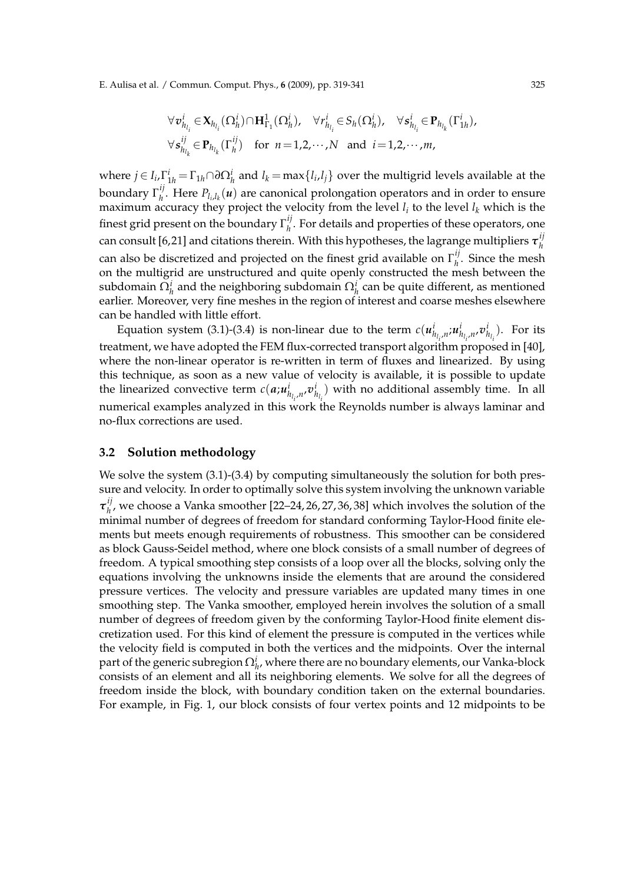$$\forall \boldsymbol{v}^i_{h_{l_i}} \in \mathbf{X}_{h_{l_i}}(\Omega^i_h) \cap \mathbf{H}^1_{\Gamma_1}(\Omega^i_h), \quad \forall r^i_{h_{l_i}} \in S_h(\Omega^i_h), \quad \forall \boldsymbol{s}^i_{h_{l_i}} \in \mathbf{P}_{h_{l_k}}(\Gamma^i_{1h}),$$
$$\forall \boldsymbol{s}^{ij}_{h_{l_k}} \in \mathbf{P}_{h_{l_k}}(\Gamma^{ij}_h) \quad \text{for } n=1,2,\cdots,N \text{ and } i=1,2,\cdots,m,$$

where $j \in I_i, \Gamma^i_{1h} = \Gamma_{1h} \cap \partial\Omega^i_h$ and $l_k = \max\{l_i, l_j\}$ over the multigrid levels available at the boundary $\Gamma^{ij}_h$. Here $P_{l_i,l_k}(\boldsymbol{u})$ are canonical prolongation operators and in order to ensure maximum accuracy they project the velocity from the level $l_i$ to the level $l_k$ which is the finest grid present on the boundary $\Gamma^{ij}_h$. For details and properties of these operators, one can consult [6,21] and citations therein. With this hypotheses, the lagrange multipliers $\boldsymbol{\tau}^{ij}_h$ can also be discretized and projected on the finest grid available on $\Gamma^{ij}_h$. Since the mesh on the multigrid are unstructured and quite openly constructed the mesh between the subdomain $\Omega^i_h$ and the neighboring subdomain $\Omega^i_h$ can be quite different, as mentioned earlier. Moreover, very fine meshes in the region of interest and coarse meshes elsewhere can be handled with little effort.

Equation system (3.1)-(3.4) is non-linear due to the term $c(\boldsymbol{u}^i_{h_{l_i},n}; \boldsymbol{u}^i_{h_{l_i},n}, \boldsymbol{v}^i_{h_{l_i}})$. For its treatment, we have adopted the FEM flux-corrected transport algorithm proposed in [40], where the non-linear operator is re-written in term of fluxes and linearized. By using this technique, as soon as a new value of velocity is available, it is possible to update the linearized convective term $c(\boldsymbol{a}; \boldsymbol{u}^i_{h_{l_i},n}, \boldsymbol{v}^i_{h_{l_i}})$ with no additional assembly time. In all numerical examples analyzed in this work the Reynolds number is always laminar and no-flux corrections are used.

### 3.2 Solution methodology

We solve the system (3.1)-(3.4) by computing simultaneously the solution for both pressure and velocity. In order to optimally solve this system involving the unknown variable $\boldsymbol{\tau}^{ij}_h$, we choose a Vanka smoother [22–24,26,27,36,38] which involves the solution of the minimal number of degrees of freedom for standard conforming Taylor-Hood finite elements but meets enough requirements of robustness. This smoother can be considered as block Gauss-Seidel method, where one block consists of a small number of degrees of freedom. A typical smoothing step consists of a loop over all the blocks, solving only the equations involving the unknowns inside the elements that are around the considered pressure vertices. The velocity and pressure variables are updated many times in one smoothing step. The Vanka smoother, employed herein involves the solution of a small number of degrees of freedom given by the conforming Taylor-Hood finite element discretization used. For this kind of element the pressure is computed in the vertices while the velocity field is computed in both the vertices and the midpoints. Over the internal part of the generic subregion $\Omega^i_h$, where there are no boundary elements, our Vanka-block consists of an element and all its neighboring elements. We solve for all the degrees of freedom inside the block, with boundary condition taken on the external boundaries. For example, in Fig. 1, our block consists of four vertex points and 12 midpoints to be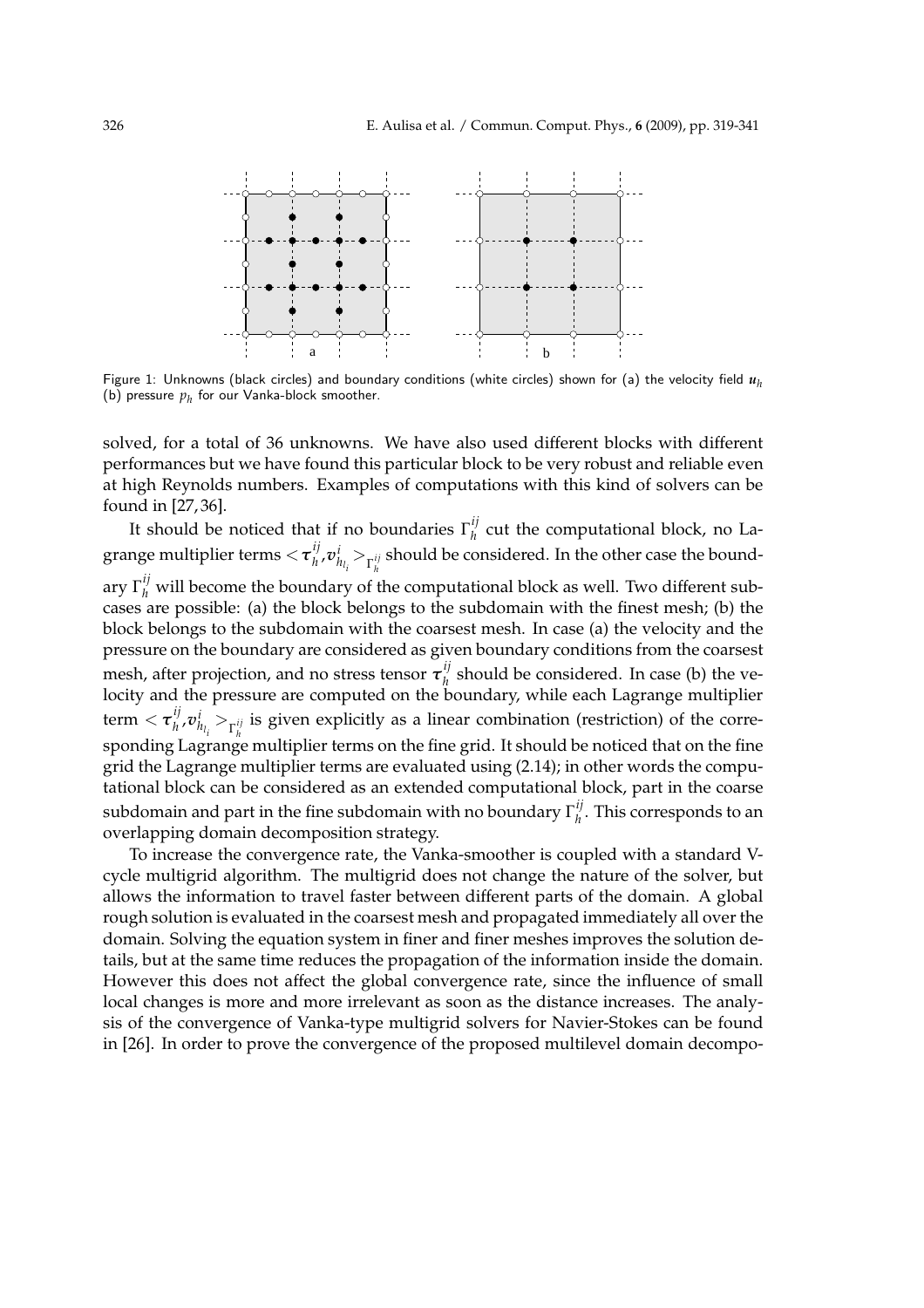Figure 1: Unknowns (black circles) and boundary conditions (white circles) shown for (a) the velocity field $\boldsymbol{u}_h$ (b) pressure $p_h$ for our Vanka-block smoother.

solved, for a total of 36 unknowns. We have also used different blocks with different performances but we have found this particular block to be very robust and reliable even at high Reynolds numbers. Examples of computations with this kind of solvers can be found in [27,36].

It should be noticed that if no boundaries $\Gamma_h^{ij}$ cut the computational block, no Lagrange multiplier terms $<\boldsymbol{\tau}_h^{ij}, \boldsymbol{v}_{h_{l_i}}^i>_{\Gamma_h^{ij}}$ should be considered. In the other case the boundary $\Gamma_h^{ij}$ will become the boundary of the computational block as well. Two different subcases are possible: (a) the block belongs to the subdomain with the finest mesh; (b) the block belongs to the subdomain with the coarsest mesh. In case (a) the velocity and the pressure on the boundary are considered as given boundary conditions from the coarsest mesh, after projection, and no stress tensor $\boldsymbol{\tau}_h^{ij}$ should be considered. In case (b) the velocity and the pressure are computed on the boundary, while each Lagrange multiplier term $<\boldsymbol{\tau}_h^{ij}, \boldsymbol{v}_{h_{l_i}}^i>_{\Gamma_h^{ij}}$ is given explicitly as a linear combination (restriction) of the corresponding Lagrange multiplier terms on the fine grid. It should be noticed that on the fine grid the Lagrange multiplier terms are evaluated using (2.14); in other words the computational block can be considered as an extended computational block, part in the coarse subdomain and part in the fine subdomain with no boundary $\Gamma_h^{ij}$. This corresponds to an overlapping domain decomposition strategy.

To increase the convergence rate, the Vanka-smoother is coupled with a standard V-cycle multigrid algorithm. The multigrid does not change the nature of the solver, but allows the information to travel faster between different parts of the domain. A global rough solution is evaluated in the coarsest mesh and propagated immediately all over the domain. Solving the equation system in finer and finer meshes improves the solution details, but at the same time reduces the propagation of the information inside the domain. However this does not affect the global convergence rate, since the influence of small local changes is more and more irrelevant as soon as the distance increases. The analysis of the convergence of Vanka-type multigrid solvers for Navier-Stokes can be found in [26]. In order to prove the convergence of the proposed multilevel domain decompo-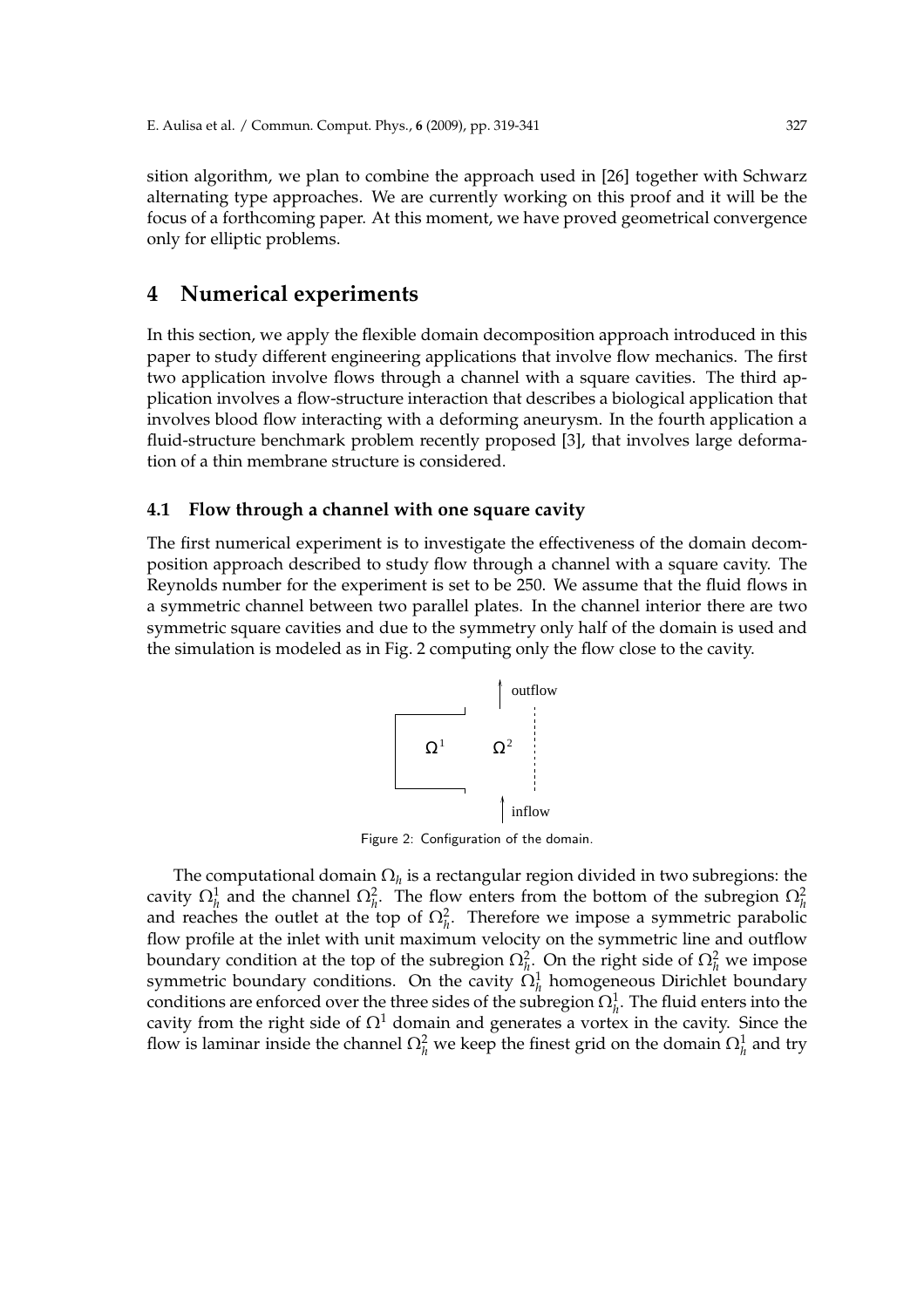sition algorithm, we plan to combine the approach used in [26] together with Schwarz alternating type approaches. We are currently working on this proof and it will be the focus of a forthcoming paper. At this moment, we have proved geometrical convergence only for elliptic problems.

## 4 Numerical experiments

In this section, we apply the flexible domain decomposition approach introduced in this paper to study different engineering applications that involve flow mechanics. The first two application involve flows through a channel with a square cavities. The third application involves a flow-structure interaction that describes a biological application that involves blood flow interacting with a deforming aneurysm. In the fourth application a fluid-structure benchmark problem recently proposed [3], that involves large deformation of a thin membrane structure is considered.

### 4.1 Flow through a channel with one square cavity

The first numerical experiment is to investigate the effectiveness of the domain decomposition approach described to study flow through a channel with a square cavity. The Reynolds number for the experiment is set to be 250. We assume that the fluid flows in a symmetric channel between two parallel plates. In the channel interior there are two symmetric square cavities and due to the symmetry only half of the domain is used and the simulation is modeled as in Fig. 2 computing only the flow close to the cavity.

outflow

$\Omega^1$ $\Omega^2$

inflow

Figure 2: Configuration of the domain.

The computational domain $\Omega_h$ is a rectangular region divided in two subregions: the cavity $\Omega_h^1$ and the channel $\Omega_h^2$. The flow enters from the bottom of the subregion $\Omega_h^2$ and reaches the outlet at the top of $\Omega_h^2$. Therefore we impose a symmetric parabolic flow profile at the inlet with unit maximum velocity on the symmetric line and outflow boundary condition at the top of the subregion $\Omega_h^2$. On the right side of $\Omega_h^2$ we impose symmetric boundary conditions. On the cavity $\Omega_h^1$ homogeneous Dirichlet boundary conditions are enforced over the three sides of the subregion $\Omega_h^1$. The fluid enters into the cavity from the right side of $\Omega^1$ domain and generates a vortex in the cavity. Since the flow is laminar inside the channel $\Omega_h^2$ we keep the finest grid on the domain $\Omega_h^1$ and try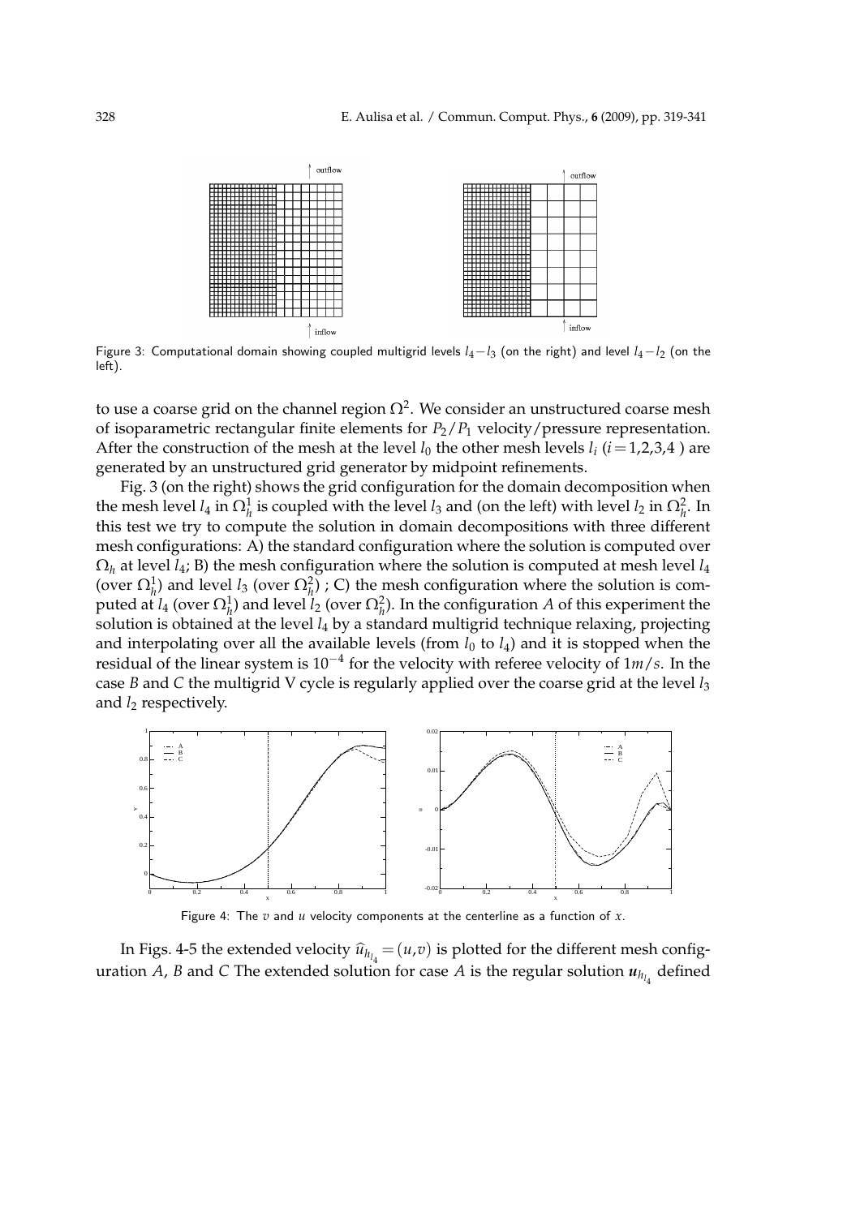Figure 3: Computational domain showing coupled multigrid levels $l_4-l_3$ (on the right) and level $l_4-l_2$ (on the left).

to use a coarse grid on the channel region $\Omega^2$. We consider an unstructured coarse mesh of isoparametric rectangular finite elements for $P_2/P_1$ velocity/pressure representation. After the construction of the mesh at the level $l_0$ the other mesh levels $l_i$ ($i=1,2,3,4$ ) are generated by an unstructured grid generator by midpoint refinements.

Fig. 3 (on the right) shows the grid configuration for the domain decomposition when the mesh level $l_4$ in $\Omega_h^1$ is coupled with the level $l_3$ and (on the left) with level $l_2$ in $\Omega_h^2$. In this test we try to compute the solution in domain decompositions with three different mesh configurations: A) the standard configuration where the solution is computed over $\Omega_h$ at level $l_4$; B) the mesh configuration where the solution is computed at mesh level $l_4$ (over $\Omega_h^1$) and level $l_3$ (over $\Omega_h^2$) ; C) the mesh configuration where the solution is computed at $l_4$ (over $\Omega_h^1$) and level $l_2$ (over $\Omega_h^2$). In the configuration $A$ of this experiment the solution is obtained at the level $l_4$ by a standard multigrid technique relaxing, projecting and interpolating over all the available levels (from $l_0$ to $l_4$) and it is stopped when the residual of the linear system is $10^{-4}$ for the velocity with referee velocity of $1m/s$. In the case $B$ and $C$ the multigrid V cycle is regularly applied over the coarse grid at the level $l_3$ and $l_2$ respectively.

Figure 4: The $v$ and $u$ velocity components at the centerline as a function of $x$.

In Figs. 4-5 the extended velocity $\widehat{u}_{h_{l_4}}=(u,v)$ is plotted for the different mesh configuration $A$, $B$ and $C$ The extended solution for case $A$ is the regular solution $\boldsymbol{u}_{h_{l_4}}$ defined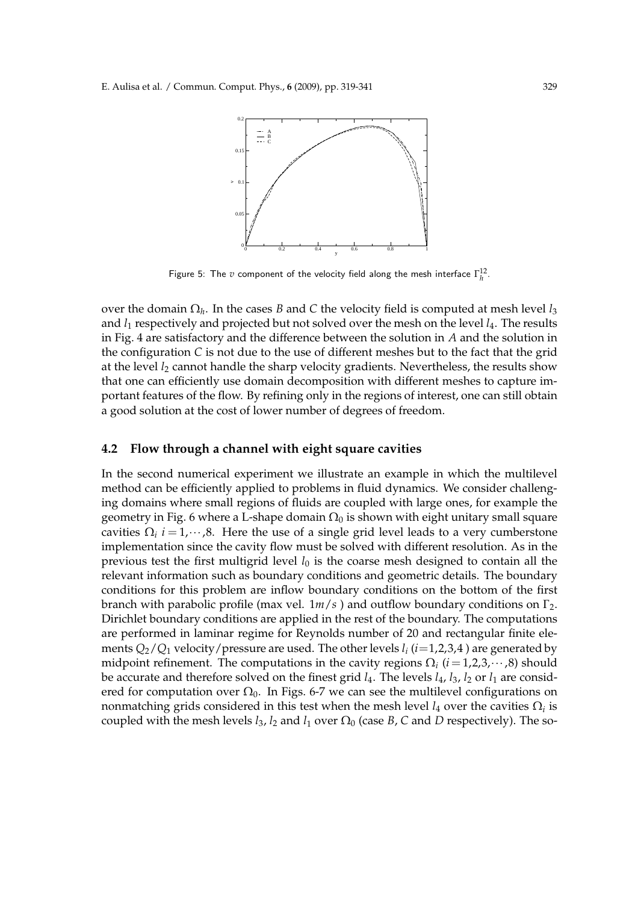Figure 5: The $v$ component of the velocity field along the mesh interface $\Gamma_h^{12}$.

over the domain $\Omega_h$. In the cases $B$ and $C$ the velocity field is computed at mesh level $l_3$ and $l_1$ respectively and projected but not solved over the mesh on the level $l_4$. The results in Fig. 4 are satisfactory and the difference between the solution in $A$ and the solution in the configuration $C$ is not due to the use of different meshes but to the fact that the grid at the level $l_2$ cannot handle the sharp velocity gradients. Nevertheless, the results show that one can efficiently use domain decomposition with different meshes to capture important features of the flow. By refining only in the regions of interest, one can still obtain a good solution at the cost of lower number of degrees of freedom.

### 4.2 Flow through a channel with eight square cavities

In the second numerical experiment we illustrate an example in which the multilevel method can be efficiently applied to problems in fluid dynamics. We consider challenging domains where small regions of fluids are coupled with large ones, for example the geometry in Fig. 6 where a L-shape domain $\Omega_0$ is shown with eight unitary small square cavities $\Omega_i$ $i=1,\cdots,8$. Here the use of a single grid level leads to a very cumberstone implementation since the cavity flow must be solved with different resolution. As in the previous test the first multigrid level $l_0$ is the coarse mesh designed to contain all the relevant information such as boundary conditions and geometric details. The boundary conditions for this problem are inflow boundary conditions on the bottom of the first branch with parabolic profile (max vel. $1m/s$ ) and outflow boundary conditions on $\Gamma_2$. Dirichlet boundary conditions are applied in the rest of the boundary. The computations are performed in laminar regime for Reynolds number of 20 and rectangular finite elements $Q_2/Q_1$ velocity/pressure are used. The other levels $l_i$ ($i$=1,2,3,4 ) are generated by midpoint refinement. The computations in the cavity regions $\Omega_i$ ($i=1,2,3,\cdots,8$) should be accurate and therefore solved on the finest grid $l_4$. The levels $l_4$, $l_3$, $l_2$ or $l_1$ are considered for computation over $\Omega_0$. In Figs. 6-7 we can see the multilevel configurations on nonmatching grids considered in this test when the mesh level $l_4$ over the cavities $\Omega_i$ is coupled with the mesh levels $l_3$, $l_2$ and $l_1$ over $\Omega_0$ (case $B$, $C$ and $D$ respectively). The so-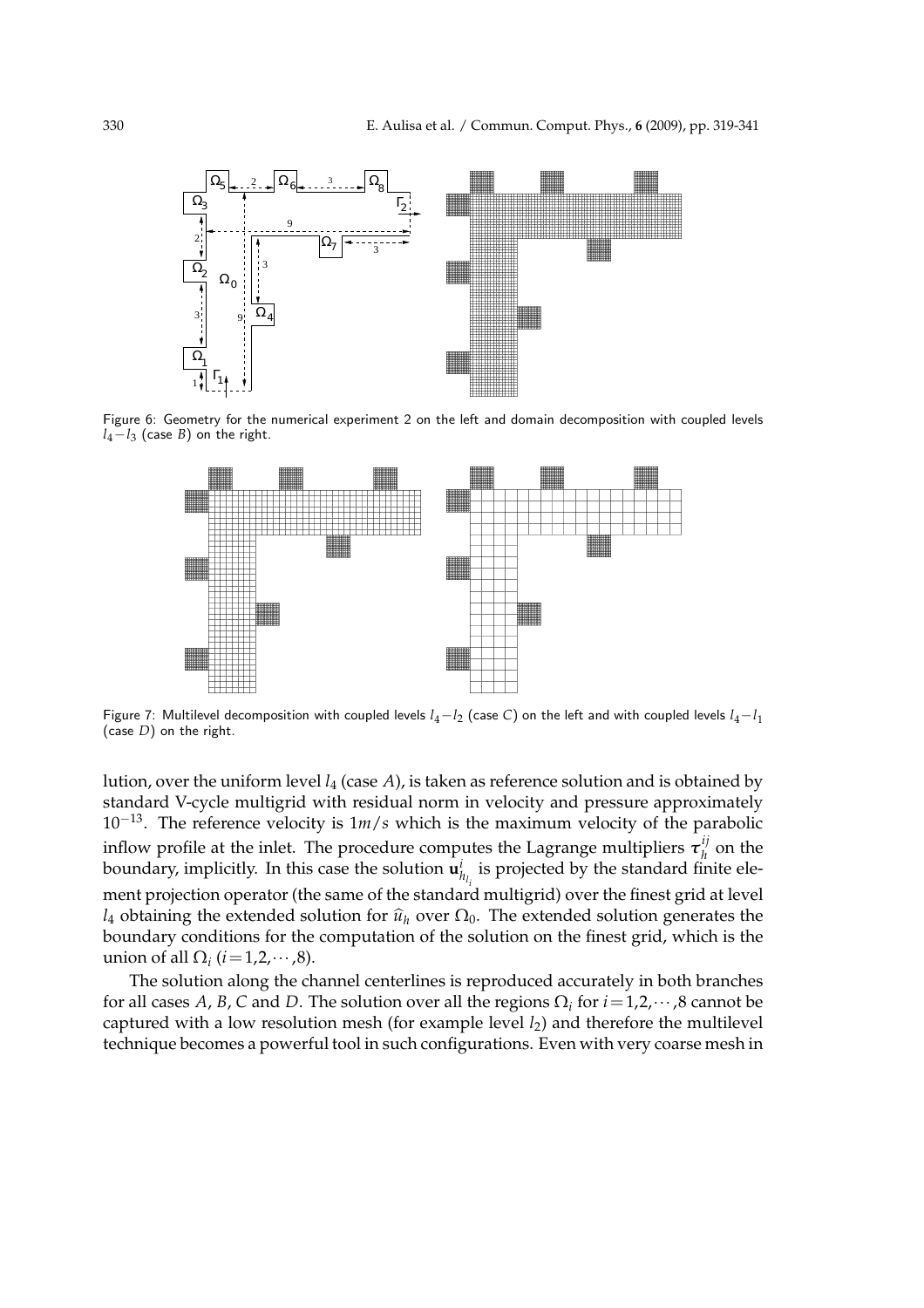Figure 6: Geometry for the numerical experiment 2 on the left and domain decomposition with coupled levels $l_4-l_3$ (case $B$) on the right.

Figure 7: Multilevel decomposition with coupled levels $l_4-l_2$ (case $C$) on the left and with coupled levels $l_4-l_1$ (case $D$) on the right.

lution, over the uniform level $l_4$ (case $A$), is taken as reference solution and is obtained by standard V-cycle multigrid with residual norm in velocity and pressure approximately $10^{-13}$. The reference velocity is $1m/s$ which is the maximum velocity of the parabolic inflow profile at the inlet. The procedure computes the Lagrange multipliers $\boldsymbol{\tau}_h^{ij}$ on the boundary, implicitly. In this case the solution $\mathbf{u}^i_{h_{l_i}}$ is projected by the standard finite element projection operator (the same of the standard multigrid) over the finest grid at level $l_4$ obtaining the extended solution for $\widehat{u}_h$ over $\Omega_0$. The extended solution generates the boundary conditions for the computation of the solution on the finest grid, which is the union of all $\Omega_i$ $(i=1,2,\cdots,8)$.

The solution along the channel centerlines is reproduced accurately in both branches for all cases $A$, $B$, $C$ and $D$. The solution over all the regions $\Omega_i$ for $i=1,2,\cdots,8$ cannot be captured with a low resolution mesh (for example level $l_2$) and therefore the multilevel technique becomes a powerful tool in such configurations. Even with very coarse mesh in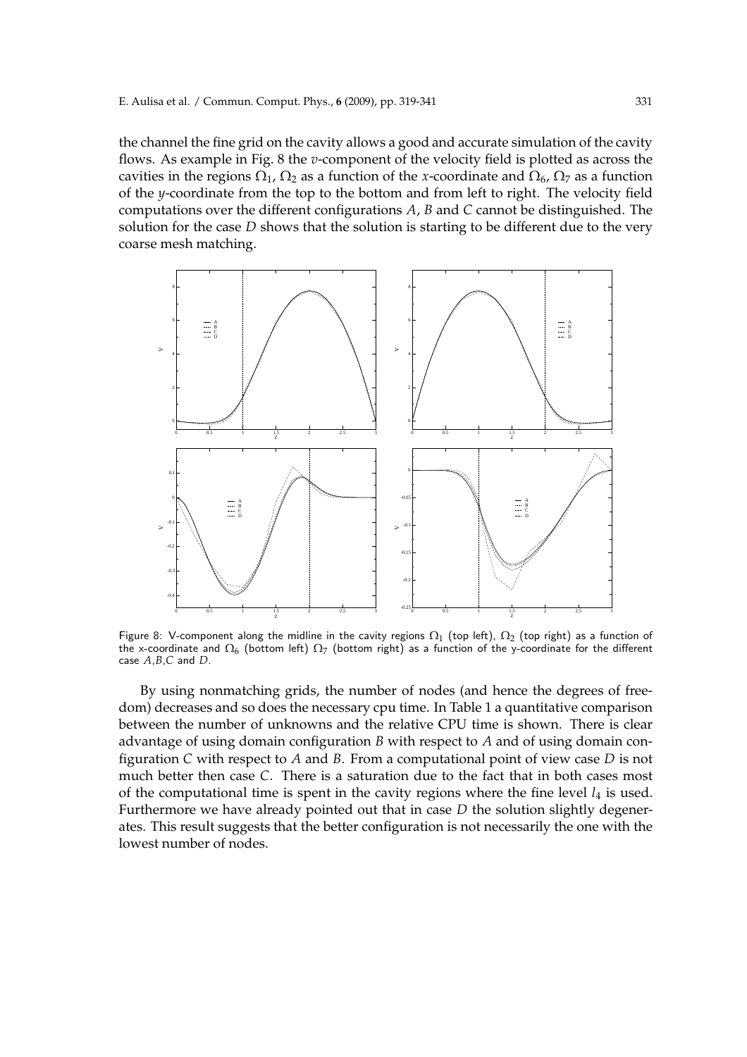the channel the fine grid on the cavity allows a good and accurate simulation of the cavity flows. As example in Fig. 8 the $v$-component of the velocity field is plotted as across the cavities in the regions $\Omega_1$, $\Omega_2$ as a function of the $x$-coordinate and $\Omega_6$, $\Omega_7$ as a function of the $y$-coordinate from the top to the bottom and from left to right. The velocity field computations over the different configurations $A$, $B$ and $C$ cannot be distinguished. The solution for the case $D$ shows that the solution is starting to be different due to the very coarse mesh matching.

Figure 8: V-component along the midline in the cavity regions $\Omega_1$ (top left), $\Omega_2$ (top right) as a function of the x-coordinate and $\Omega_6$ (bottom left) $\Omega_7$ (bottom right) as a function of the y-coordinate for the different case $A$,$B$,$C$ and $D$.

By using nonmatching grids, the number of nodes (and hence the degrees of freedom) decreases and so does the necessary cpu time. In Table 1 a quantitative comparison between the number of unknowns and the relative CPU time is shown. There is clear advantage of using domain configuration $B$ with respect to $A$ and of using domain configuration $C$ with respect to $A$ and $B$. From a computational point of view case $D$ is not much better then case $C$. There is a saturation due to the fact that in both cases most of the computational time is spent in the cavity regions where the fine level $l_4$ is used. Furthermore we have already pointed out that in case $D$ the solution slightly degenerates. This result suggests that the better configuration is not necessarily the one with the lowest number of nodes.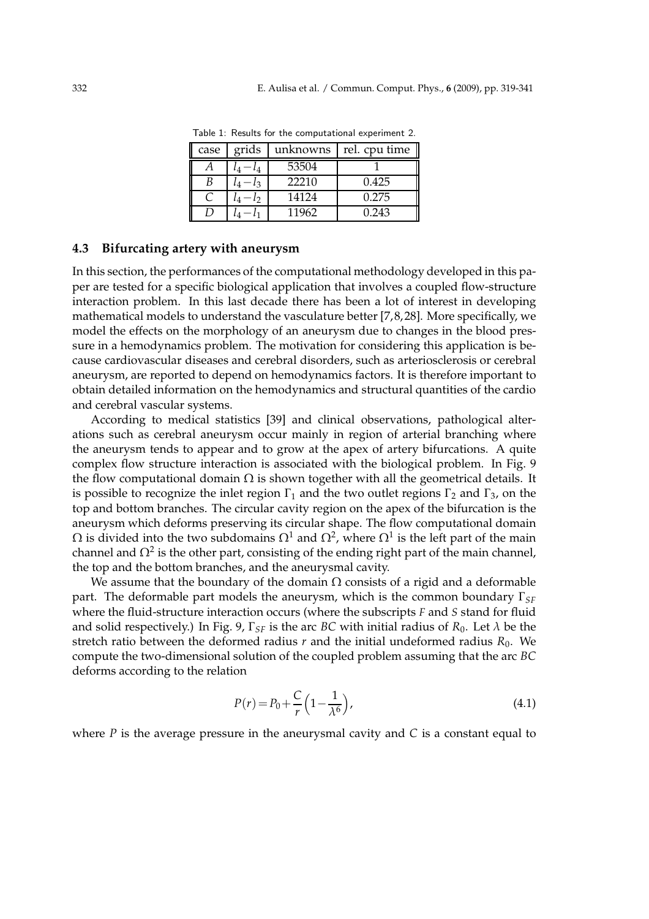Table 1: Results for the computational experiment 2.

| case | grids | unknowns | rel. cpu time |
|---|---|---|---|
| $A$ | $l_4 - l_4$ | 53504 | 1 |
| $B$ | $l_4 - l_3$ | 22210 | 0.425 |
| $C$ | $l_4 - l_2$ | 14124 | 0.275 |
| $D$ | $l_4 - l_1$ | 11962 | 0.243 |

### 4.3 Bifurcating artery with aneurysm

In this section, the performances of the computational methodology developed in this paper are tested for a specific biological application that involves a coupled flow-structure interaction problem. In this last decade there has been a lot of interest in developing mathematical models to understand the vasculature better [7,8,28]. More specifically, we model the effects on the morphology of an aneurysm due to changes in the blood pressure in a hemodynamics problem. The motivation for considering this application is because cardiovascular diseases and cerebral disorders, such as arteriosclerosis or cerebral aneurysm, are reported to depend on hemodynamics factors. It is therefore important to obtain detailed information on the hemodynamics and structural quantities of the cardio and cerebral vascular systems.

According to medical statistics [39] and clinical observations, pathological alterations such as cerebral aneurysm occur mainly in region of arterial branching where the aneurysm tends to appear and to grow at the apex of artery bifurcations. A quite complex flow structure interaction is associated with the biological problem. In Fig. 9 the flow computational domain $\Omega$ is shown together with all the geometrical details. It is possible to recognize the inlet region $\Gamma_1$ and the two outlet regions $\Gamma_2$ and $\Gamma_3$, on the top and bottom branches. The circular cavity region on the apex of the bifurcation is the aneurysm which deforms preserving its circular shape. The flow computational domain $\Omega$ is divided into the two subdomains $\Omega^1$ and $\Omega^2$, where $\Omega^1$ is the left part of the main channel and $\Omega^2$ is the other part, consisting of the ending right part of the main channel, the top and the bottom branches, and the aneurysmal cavity.

We assume that the boundary of the domain $\Omega$ consists of a rigid and a deformable part. The deformable part models the aneurysm, which is the common boundary $\Gamma_{SF}$ where the fluid-structure interaction occurs (where the subscripts $F$ and $S$ stand for fluid and solid respectively.) In Fig. 9, $\Gamma_{SF}$ is the arc $BC$ with initial radius of $R_0$. Let $\lambda$ be the stretch ratio between the deformed radius $r$ and the initial undeformed radius $R_0$. We compute the two-dimensional solution of the coupled problem assuming that the arc $BC$ deforms according to the relation

$$P(r) = P_0 + \frac{C}{r}\Big(1 - \frac{1}{\lambda^6}\Big), \tag{4.1}$$

where $P$ is the average pressure in the aneurysmal cavity and $C$ is a constant equal to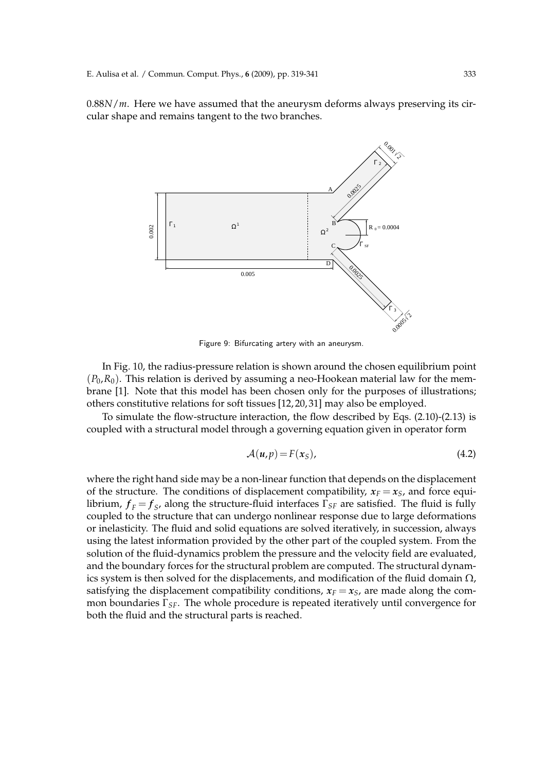$0.88N/m$. Here we have assumed that the aneurysm deforms always preserving its circular shape and remains tangent to the two branches.

Figure 9: Bifurcating artery with an aneurysm.

In Fig. 10, the radius-pressure relation is shown around the chosen equilibrium point $(P_0, R_0)$. This relation is derived by assuming a neo-Hookean material law for the membrane [1]. Note that this model has been chosen only for the purposes of illustrations; others constitutive relations for soft tissues [12, 20, 31] may also be employed.

To simulate the flow-structure interaction, the flow described by Eqs. (2.10)-(2.13) is coupled with a structural model through a governing equation given in operator form

$$\mathcal{A}(\boldsymbol{u}, p) = F(\boldsymbol{x}_S), \tag{4.2}$$

where the right hand side may be a non-linear function that depends on the displacement of the structure. The conditions of displacement compatibility, $\boldsymbol{x}_F = \boldsymbol{x}_S$, and force equilibrium, $\boldsymbol{f}_F = \boldsymbol{f}_S$, along the structure-fluid interfaces $\Gamma_{SF}$ are satisfied. The fluid is fully coupled to the structure that can undergo nonlinear response due to large deformations or inelasticity. The fluid and solid equations are solved iteratively, in succession, always using the latest information provided by the other part of the coupled system. From the solution of the fluid-dynamics problem the pressure and the velocity field are evaluated, and the boundary forces for the structural problem are computed. The structural dynamics system is then solved for the displacements, and modification of the fluid domain $\Omega$, satisfying the displacement compatibility conditions, $\boldsymbol{x}_F = \boldsymbol{x}_S$, are made along the common boundaries $\Gamma_{SF}$. The whole procedure is repeated iteratively until convergence for both the fluid and the structural parts is reached.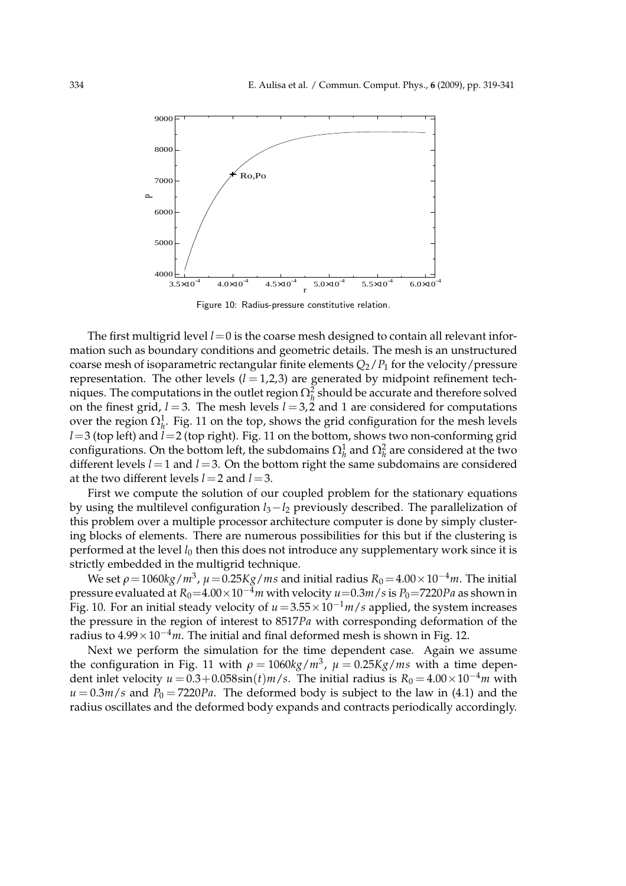Figure 10: Radius-pressure constitutive relation.

The first multigrid level $l=0$ is the coarse mesh designed to contain all relevant information such as boundary conditions and geometric details. The mesh is an unstructured coarse mesh of isoparametric rectangular finite elements $Q_2/P_1$ for the velocity/pressure representation. The other levels ($l=1,2,3$) are generated by midpoint refinement techniques. The computations in the outlet region $\Omega_h^2$ should be accurate and therefore solved on the finest grid, $l=3$. The mesh levels $l=3,2$ and 1 are considered for computations over the region $\Omega_h^1$. Fig. 11 on the top, shows the grid configuration for the mesh levels $l=3$ (top left) and $l=2$ (top right). Fig. 11 on the bottom, shows two non-conforming grid configurations. On the bottom left, the subdomains $\Omega_h^1$ and $\Omega_h^2$ are considered at the two different levels $l=1$ and $l=3$. On the bottom right the same subdomains are considered at the two different levels $l=2$ and $l=3$.

First we compute the solution of our coupled problem for the stationary equations by using the multilevel configuration $l_3-l_2$ previously described. The parallelization of this problem over a multiple processor architecture computer is done by simply clustering blocks of elements. There are numerous possibilities for this but if the clustering is performed at the level $l_0$ then this does not introduce any supplementary work since it is strictly embedded in the multigrid technique.

We set $\rho=1060kg/m^3$, $\mu=0.25Kg/ms$ and initial radius $R_0=4.00\times10^{-4}m$. The initial pressure evaluated at $R_0=4.00\times10^{-4}m$ with velocity $u=0.3m/s$ is $P_0=7220Pa$ as shown in Fig. 10. For an initial steady velocity of $u=3.55\times10^{-1}m/s$ applied, the system increases the pressure in the region of interest to $8517Pa$ with corresponding deformation of the radius to $4.99\times10^{-4}m$. The initial and final deformed mesh is shown in Fig. 12.

Next we perform the simulation for the time dependent case. Again we assume the configuration in Fig. 11 with $\rho=1060kg/m^3$, $\mu=0.25Kg/ms$ with a time dependent inlet velocity $u=0.3+0.058\sin(t)m/s$. The initial radius is $R_0=4.00\times10^{-4}m$ with $u=0.3m/s$ and $P_0=7220Pa$. The deformed body is subject to the law in (4.1) and the radius oscillates and the deformed body expands and contracts periodically accordingly.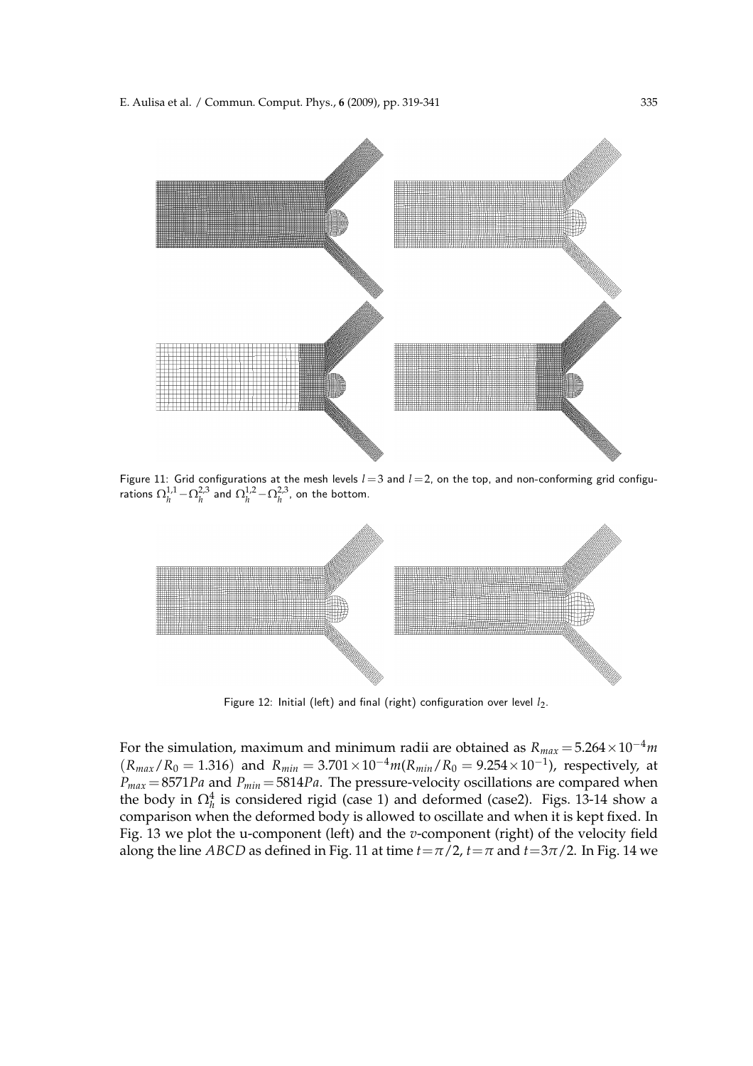Figure 11: Grid configurations at the mesh levels $l=3$ and $l=2$, on the top, and non-conforming grid configurations $\Omega_h^{1,1}-\Omega_h^{2,3}$ and $\Omega_h^{1,2}-\Omega_h^{2,3}$, on the bottom.

Figure 12: Initial (left) and final (right) configuration over level $l_2$.

For the simulation, maximum and minimum radii are obtained as $R_{max}=5.264\times10^{-4}m$ $(R_{max}/R_0=1.316)$ and $R_{min}=3.701\times10^{-4}m(R_{min}/R_0=9.254\times10^{-1})$, respectively, at $P_{max}=8571Pa$ and $P_{min}=5814Pa$. The pressure-velocity oscillations are compared when the body in $\Omega_h^4$ is considered rigid (case 1) and deformed (case2). Figs. 13-14 show a comparison when the deformed body is allowed to oscillate and when it is kept fixed. In Fig. 13 we plot the u-component (left) and the $v$-component (right) of the velocity field along the line $ABCD$ as defined in Fig. 11 at time $t=\pi/2$, $t=\pi$ and $t=3\pi/2$. In Fig. 14 we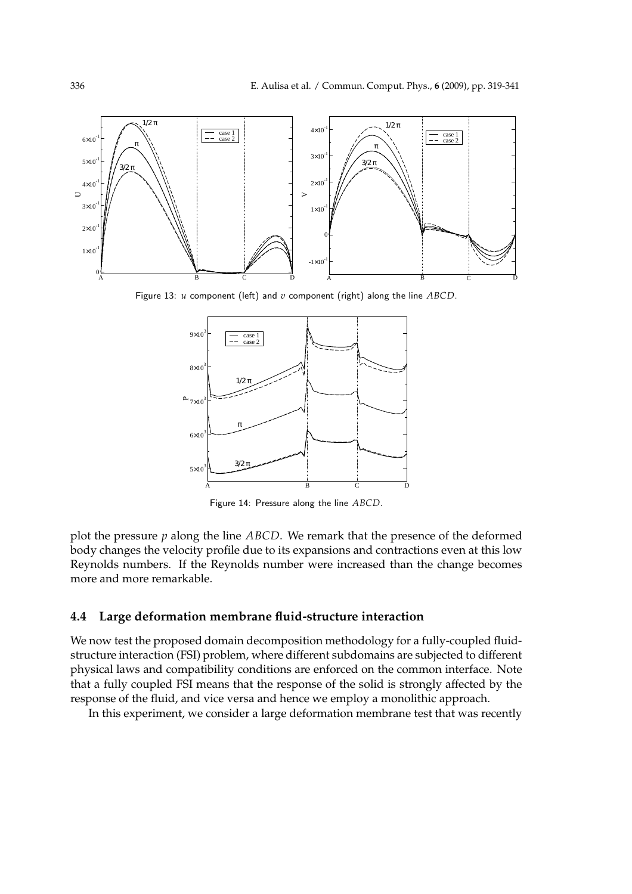Figure 13: $u$ component (left) and $v$ component (right) along the line $ABCD$.

Figure 14: Pressure along the line $ABCD$.

plot the pressure $p$ along the line $ABCD$. We remark that the presence of the deformed body changes the velocity profile due to its expansions and contractions even at this low Reynolds numbers. If the Reynolds number were increased than the change becomes more and more remarkable.

### 4.4 Large deformation membrane fluid-structure interaction

We now test the proposed domain decomposition methodology for a fully-coupled fluid-structure interaction (FSI) problem, where different subdomains are subjected to different physical laws and compatibility conditions are enforced on the common interface. Note that a fully coupled FSI means that the response of the solid is strongly affected by the response of the fluid, and vice versa and hence we employ a monolithic approach.

In this experiment, we consider a large deformation membrane test that was recently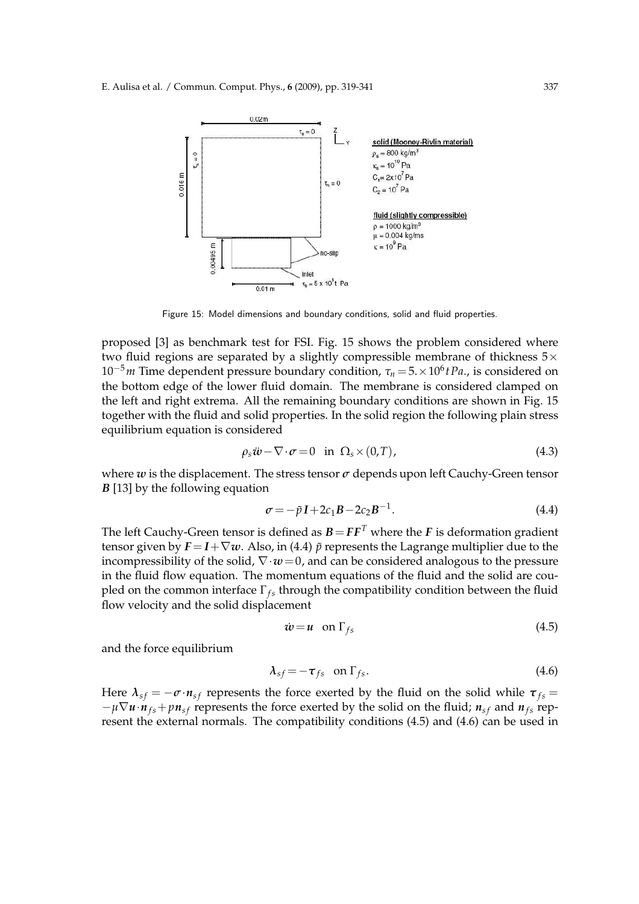Figure 15: Model dimensions and boundary conditions, solid and fluid properties.

proposed [3] as benchmark test for FSI. Fig. 15 shows the problem considered where two fluid regions are separated by a slightly compressible membrane of thickness $5\times 10^{-5}m$ Time dependent pressure boundary condition, $\tau_n = 5.\times 10^6 t\, Pa.$, is considered on the bottom edge of the lower fluid domain. The membrane is considered clamped on the left and right extrema. All the remaining boundary conditions are shown in Fig. 15 together with the fluid and solid properties. In the solid region the following plain stress equilibrium equation is considered

$$\rho_s \ddot{\boldsymbol{w}} - \nabla \cdot \boldsymbol{\sigma} = 0 \quad \text{in } \Omega_s \times (0,T), \tag{4.3}$$

where $\boldsymbol{w}$ is the displacement. The stress tensor $\boldsymbol{\sigma}$ depends upon left Cauchy-Green tensor $\boldsymbol{B}$ [13] by the following equation

$$\boldsymbol{\sigma} = -\tilde{p}\boldsymbol{I} + 2c_1\boldsymbol{B} - 2c_2\boldsymbol{B}^{-1}. \tag{4.4}$$

The left Cauchy-Green tensor is defined as $\boldsymbol{B} = \boldsymbol{F}\boldsymbol{F}^T$ where the $\boldsymbol{F}$ is deformation gradient tensor given by $\boldsymbol{F} = \boldsymbol{I} + \nabla \boldsymbol{w}$. Also, in (4.4) $\tilde{p}$ represents the Lagrange multiplier due to the incompressibility of the solid, $\nabla \cdot \boldsymbol{w} = 0$, and can be considered analogous to the pressure in the fluid flow equation. The momentum equations of the fluid and the solid are coupled on the common interface $\Gamma_{fs}$ through the compatibility condition between the fluid flow velocity and the solid displacement

$$\dot{\boldsymbol{w}} = \boldsymbol{u} \quad \text{on } \Gamma_{fs} \tag{4.5}$$

and the force equilibrium

$$\boldsymbol{\lambda}_{sf} = -\boldsymbol{\tau}_{fs} \quad \text{on } \Gamma_{fs}. \tag{4.6}$$

Here $\boldsymbol{\lambda}_{sf} = -\boldsymbol{\sigma} \cdot \boldsymbol{n}_{sf}$ represents the force exerted by the fluid on the solid while $\boldsymbol{\tau}_{fs} = -\mu \nabla \boldsymbol{u} \cdot \boldsymbol{n}_{fs} + p\boldsymbol{n}_{sf}$ represents the force exerted by the solid on the fluid; $\boldsymbol{n}_{sf}$ and $\boldsymbol{n}_{fs}$ represent the external normals. The compatibility conditions (4.5) and (4.6) can be used in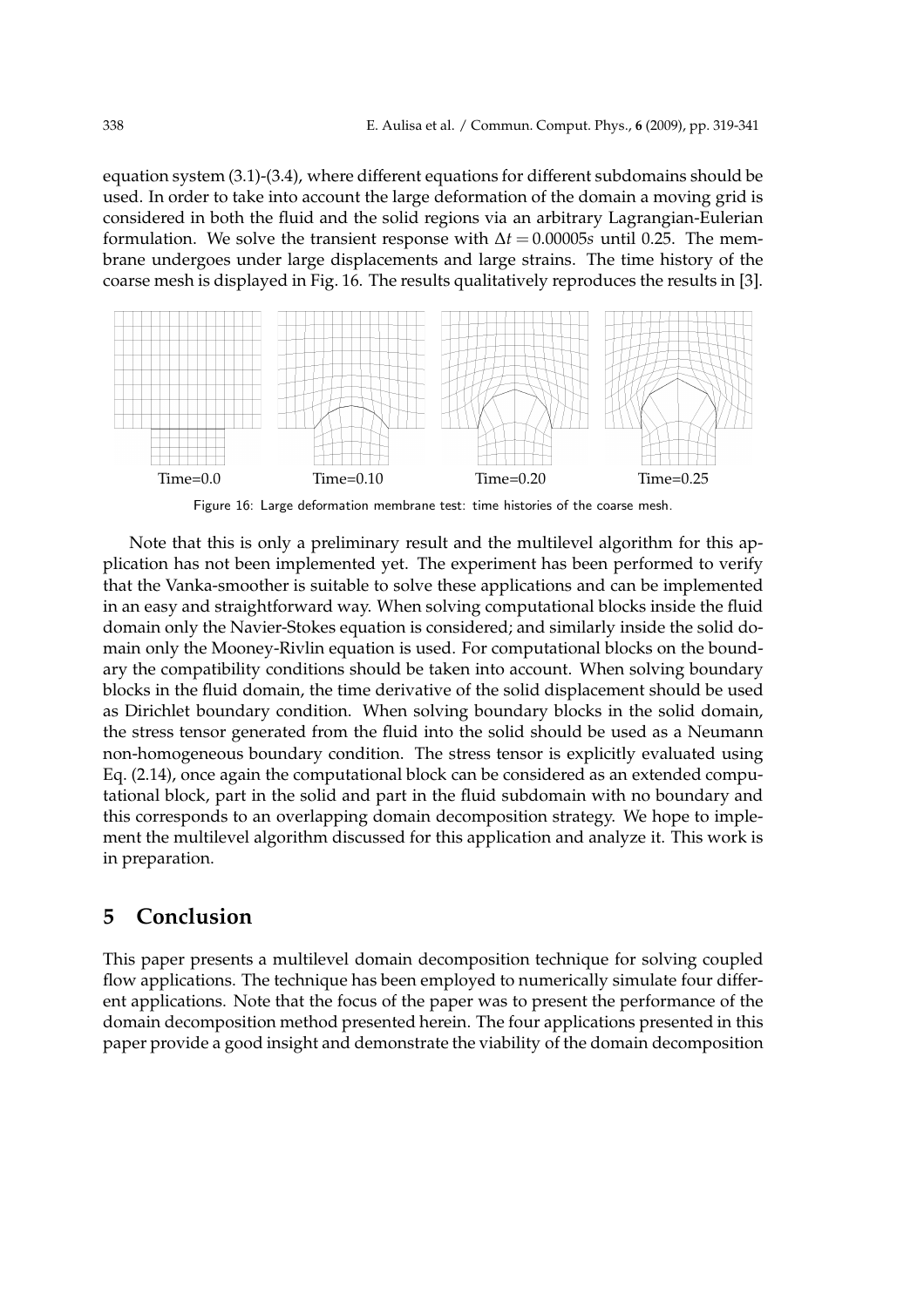equation system (3.1)-(3.4), where different equations for different subdomains should be used. In order to take into account the large deformation of the domain a moving grid is considered in both the fluid and the solid regions via an arbitrary Lagrangian-Eulerian formulation. We solve the transient response with $\Delta t = 0.00005s$ until 0.25. The membrane undergoes under large displacements and large strains. The time history of the coarse mesh is displayed in Fig. 16. The results qualitatively reproduces the results in [3].

Time=0.0 Time=0.10 Time=0.20 Time=0.25

Figure 16: Large deformation membrane test: time histories of the coarse mesh.

Note that this is only a preliminary result and the multilevel algorithm for this application has not been implemented yet. The experiment has been performed to verify that the Vanka-smoother is suitable to solve these applications and can be implemented in an easy and straightforward way. When solving computational blocks inside the fluid domain only the Navier-Stokes equation is considered; and similarly inside the solid domain only the Mooney-Rivlin equation is used. For computational blocks on the boundary the compatibility conditions should be taken into account. When solving boundary blocks in the fluid domain, the time derivative of the solid displacement should be used as Dirichlet boundary condition. When solving boundary blocks in the solid domain, the stress tensor generated from the fluid into the solid should be used as a Neumann non-homogeneous boundary condition. The stress tensor is explicitly evaluated using Eq. (2.14), once again the computational block can be considered as an extended computational block, part in the solid and part in the fluid subdomain with no boundary and this corresponds to an overlapping domain decomposition strategy. We hope to implement the multilevel algorithm discussed for this application and analyze it. This work is in preparation.

## 5 Conclusion

This paper presents a multilevel domain decomposition technique for solving coupled flow applications. The technique has been employed to numerically simulate four different applications. Note that the focus of the paper was to present the performance of the domain decomposition method presented herein. The four applications presented in this paper provide a good insight and demonstrate the viability of the domain decomposition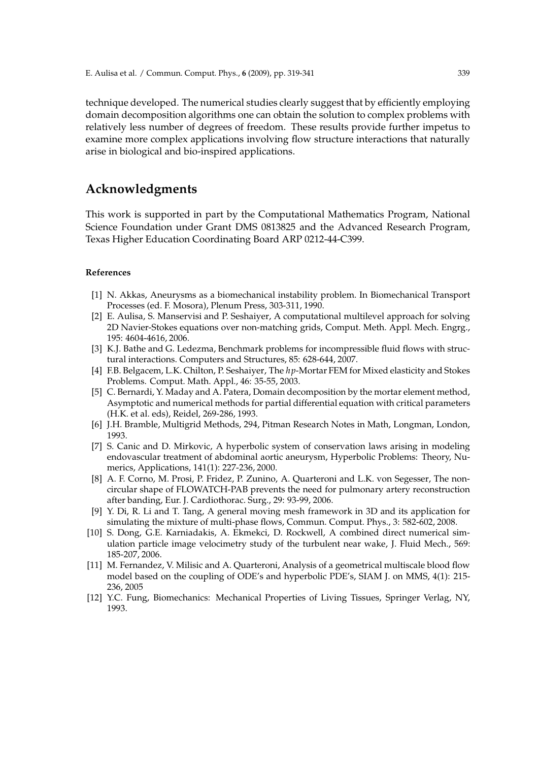technique developed. The numerical studies clearly suggest that by efficiently employing domain decomposition algorithms one can obtain the solution to complex problems with relatively less number of degrees of freedom. These results provide further impetus to examine more complex applications involving flow structure interactions that naturally arise in biological and bio-inspired applications.

## Acknowledgments

This work is supported in part by the Computational Mathematics Program, National Science Foundation under Grant DMS 0813825 and the Advanced Research Program, Texas Higher Education Coordinating Board ARP 0212-44-C399.

### References

[1] N. Akkas, Aneurysms as a biomechanical instability problem. In Biomechanical Transport Processes (ed. F. Mosora), Plenum Press, 303-311, 1990.

[2] E. Aulisa, S. Manservisi and P. Seshaiyer, A computational multilevel approach for solving 2D Navier-Stokes equations over non-matching grids, Comput. Meth. Appl. Mech. Engrg., 195: 4604-4616, 2006.

[3] K.J. Bathe and G. Ledezma, Benchmark problems for incompressible fluid flows with structural interactions. Computers and Structures, 85: 628-644, 2007.

[4] F.B. Belgacem, L.K. Chilton, P. Seshaiyer, The $hp$-Mortar FEM for Mixed elasticity and Stokes Problems. Comput. Math. Appl., 46: 35-55, 2003.

[5] C. Bernardi, Y. Maday and A. Patera, Domain decomposition by the mortar element method, Asymptotic and numerical methods for partial differential equation with critical parameters (H.K. et al. eds), Reidel, 269-286, 1993.

[6] J.H. Bramble, Multigrid Methods, 294, Pitman Research Notes in Math, Longman, London, 1993.

[7] S. Canic and D. Mirkovic, A hyperbolic system of conservation laws arising in modeling endovascular treatment of abdominal aortic aneurysm, Hyperbolic Problems: Theory, Numerics, Applications, 141(1): 227-236, 2000.

[8] A. F. Corno, M. Prosi, P. Fridez, P. Zunino, A. Quarteroni and L.K. von Segesser, The non-circular shape of FLOWATCH-PAB prevents the need for pulmonary artery reconstruction after banding, Eur. J. Cardiothorac. Surg., 29: 93-99, 2006.

[9] Y. Di, R. Li and T. Tang, A general moving mesh framework in 3D and its application for simulating the mixture of multi-phase flows, Commun. Comput. Phys., 3: 582-602, 2008.

[10] S. Dong, G.E. Karniadakis, A. Ekmekci, D. Rockwell, A combined direct numerical simulation particle image velocimetry study of the turbulent near wake, J. Fluid Mech., 569: 185-207, 2006.

[11] M. Fernandez, V. Milisic and A. Quarteroni, Analysis of a geometrical multiscale blood flow model based on the coupling of ODE's and hyperbolic PDE's, SIAM J. on MMS, 4(1): 215-236, 2005

[12] Y.C. Fung, Biomechanics: Mechanical Properties of Living Tissues, Springer Verlag, NY, 1993.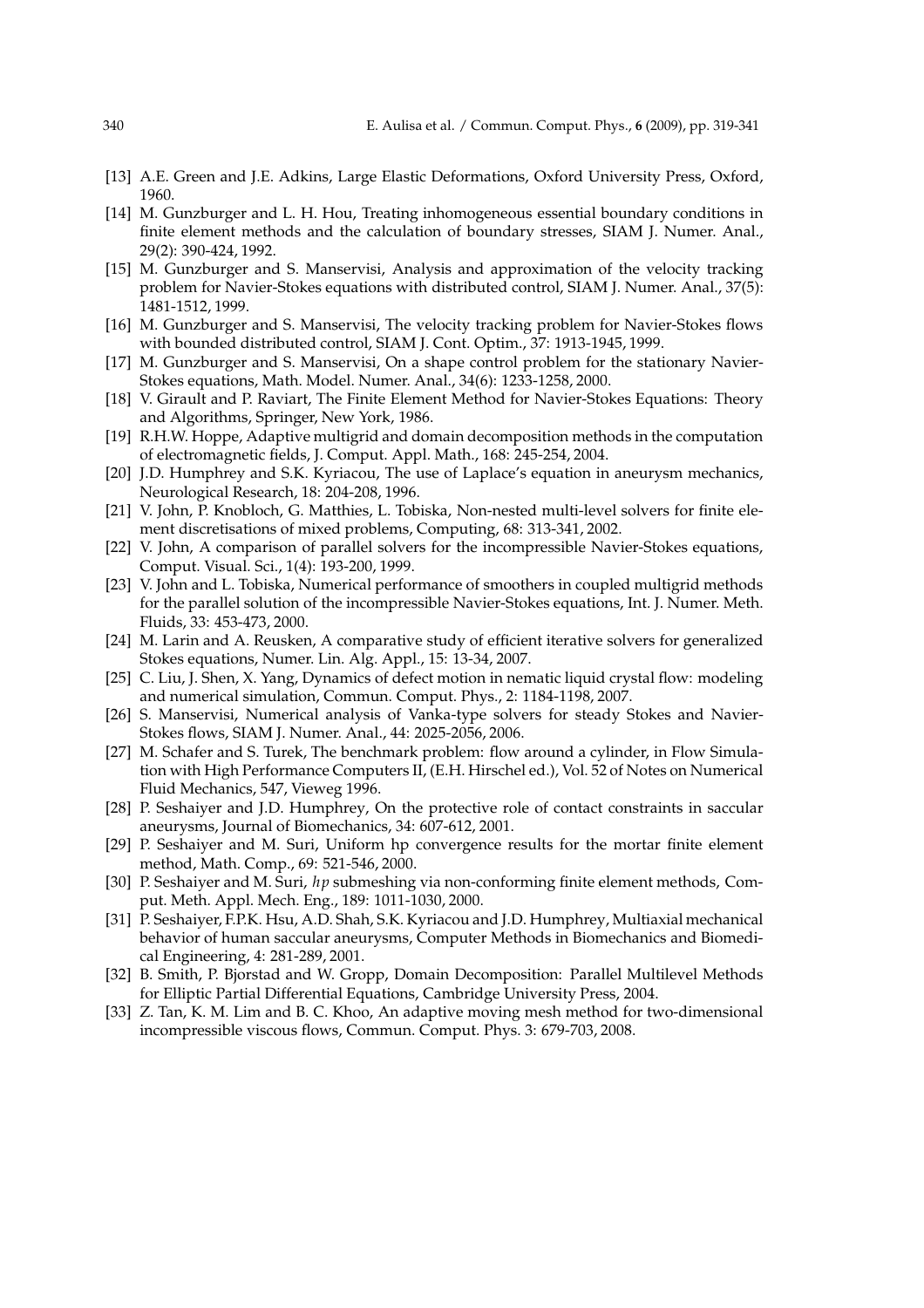[13] A.E. Green and J.E. Adkins, Large Elastic Deformations, Oxford University Press, Oxford, 1960.

[14] M. Gunzburger and L. H. Hou, Treating inhomogeneous essential boundary conditions in finite element methods and the calculation of boundary stresses, SIAM J. Numer. Anal., 29(2): 390-424, 1992.

[15] M. Gunzburger and S. Manservisi, Analysis and approximation of the velocity tracking problem for Navier-Stokes equations with distributed control, SIAM J. Numer. Anal., 37(5): 1481-1512, 1999.

[16] M. Gunzburger and S. Manservisi, The velocity tracking problem for Navier-Stokes flows with bounded distributed control, SIAM J. Cont. Optim., 37: 1913-1945, 1999.

[17] M. Gunzburger and S. Manservisi, On a shape control problem for the stationary Navier-Stokes equations, Math. Model. Numer. Anal., 34(6): 1233-1258, 2000.

[18] V. Girault and P. Raviart, The Finite Element Method for Navier-Stokes Equations: Theory and Algorithms, Springer, New York, 1986.

[19] R.H.W. Hoppe, Adaptive multigrid and domain decomposition methods in the computation of electromagnetic fields, J. Comput. Appl. Math., 168: 245-254, 2004.

[20] J.D. Humphrey and S.K. Kyriacou, The use of Laplace's equation in aneurysm mechanics, Neurological Research, 18: 204-208, 1996.

[21] V. John, P. Knobloch, G. Matthies, L. Tobiska, Non-nested multi-level solvers for finite element discretisations of mixed problems, Computing, 68: 313-341, 2002.

[22] V. John, A comparison of parallel solvers for the incompressible Navier-Stokes equations, Comput. Visual. Sci., 1(4): 193-200, 1999.

[23] V. John and L. Tobiska, Numerical performance of smoothers in coupled multigrid methods for the parallel solution of the incompressible Navier-Stokes equations, Int. J. Numer. Meth. Fluids, 33: 453-473, 2000.

[24] M. Larin and A. Reusken, A comparative study of efficient iterative solvers for generalized Stokes equations, Numer. Lin. Alg. Appl., 15: 13-34, 2007.

[25] C. Liu, J. Shen, X. Yang, Dynamics of defect motion in nematic liquid crystal flow: modeling and numerical simulation, Commun. Comput. Phys., 2: 1184-1198, 2007.

[26] S. Manservisi, Numerical analysis of Vanka-type solvers for steady Stokes and Navier-Stokes flows, SIAM J. Numer. Anal., 44: 2025-2056, 2006.

[27] M. Schafer and S. Turek, The benchmark problem: flow around a cylinder, in Flow Simulation with High Performance Computers II, (E.H. Hirschel ed.), Vol. 52 of Notes on Numerical Fluid Mechanics, 547, Vieweg 1996.

[28] P. Seshaiyer and J.D. Humphrey, On the protective role of contact constraints in saccular aneurysms, Journal of Biomechanics, 34: 607-612, 2001.

[29] P. Seshaiyer and M. Suri, Uniform hp convergence results for the mortar finite element method, Math. Comp., 69: 521-546, 2000.

[30] P. Seshaiyer and M. Suri, $hp$ submeshing via non-conforming finite element methods, Comput. Meth. Appl. Mech. Eng., 189: 1011-1030, 2000.

[31] P. Seshaiyer, F.P.K. Hsu, A.D. Shah, S.K. Kyriacou and J.D. Humphrey, Multiaxial mechanical behavior of human saccular aneurysms, Computer Methods in Biomechanics and Biomedical Engineering, 4: 281-289, 2001.

[32] B. Smith, P. Bjorstad and W. Gropp, Domain Decomposition: Parallel Multilevel Methods for Elliptic Partial Differential Equations, Cambridge University Press, 2004.

[33] Z. Tan, K. M. Lim and B. C. Khoo, An adaptive moving mesh method for two-dimensional incompressible viscous flows, Commun. Comput. Phys. 3: 679-703, 2008.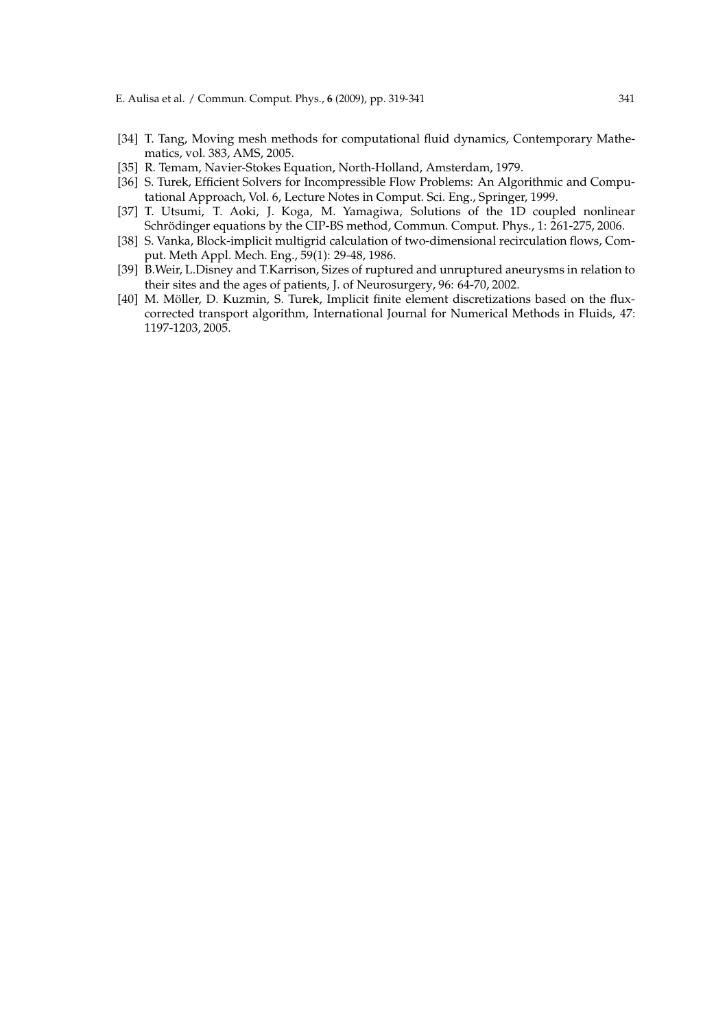[34] T. Tang, Moving mesh methods for computational fluid dynamics, Contemporary Mathematics, vol. 383, AMS, 2005.

[35] R. Temam, Navier-Stokes Equation, North-Holland, Amsterdam, 1979.

[36] S. Turek, Efficient Solvers for Incompressible Flow Problems: An Algorithmic and Computational Approach, Vol. 6, Lecture Notes in Comput. Sci. Eng., Springer, 1999.

[37] T. Utsumi, T. Aoki, J. Koga, M. Yamagiwa, Solutions of the 1D coupled nonlinear Schrödinger equations by the CIP-BS method, Commun. Comput. Phys., 1: 261-275, 2006.

[38] S. Vanka, Block-implicit multigrid calculation of two-dimensional recirculation flows, Comput. Meth Appl. Mech. Eng., 59(1): 29-48, 1986.

[39] B.Weir, L.Disney and T.Karrison, Sizes of ruptured and unruptured aneurysms in relation to their sites and the ages of patients, J. of Neurosurgery, 96: 64-70, 2002.

[40] M. Möller, D. Kuzmin, S. Turek, Implicit finite element discretizations based on the flux-corrected transport algorithm, International Journal for Numerical Methods in Fluids, 47: 1197-1203, 2005.